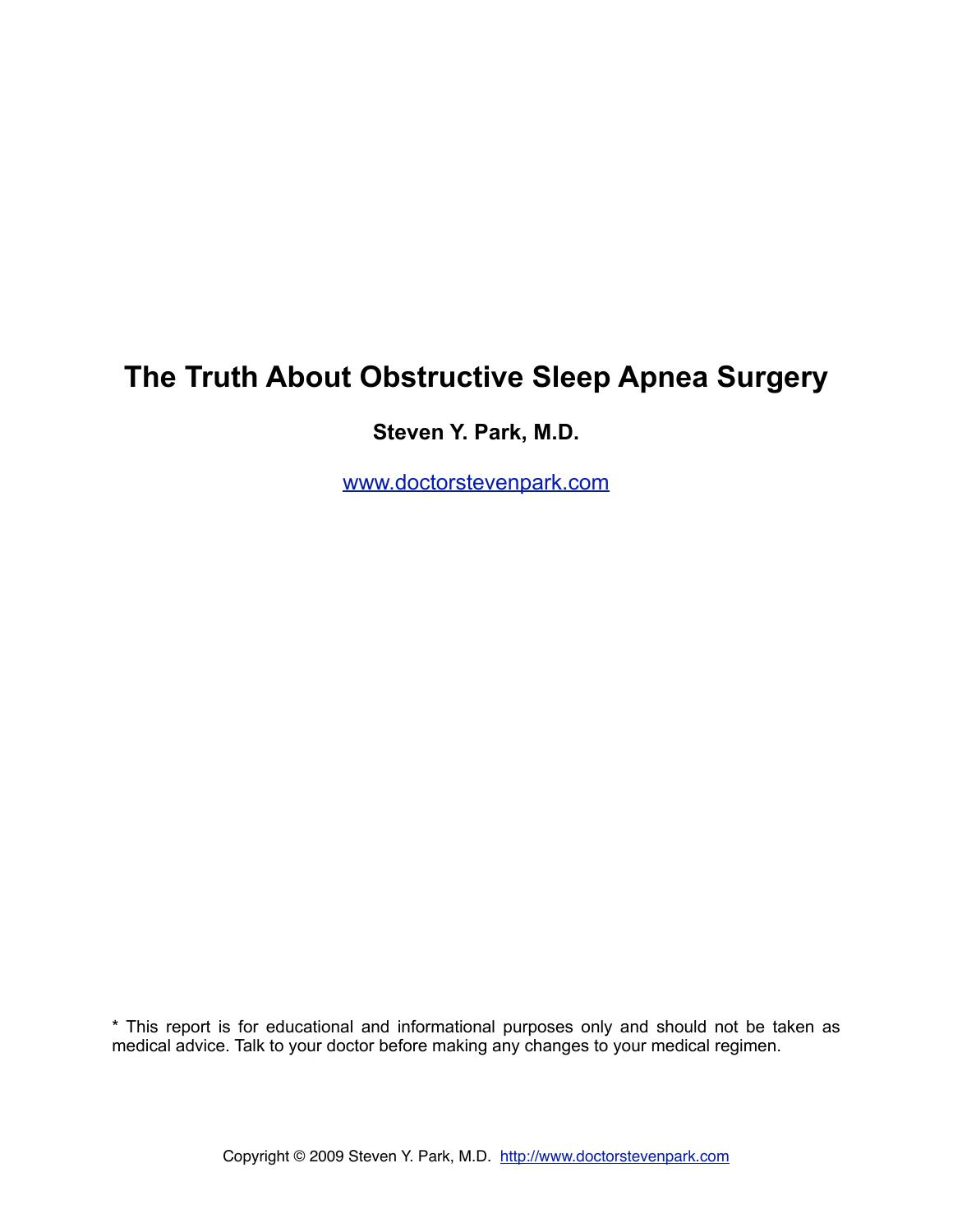# The Truth About Obstructive Sleep Apnea Surgery

**Steven Y. Park, M.D.**

www.doctorstevenpark.com

* This report is for educational and informational purposes only and should not be taken as medical advice. Talk to your doctor before making any changes to your medical regimen.

Copyright © 2009 Steven Y. Park, M.D. http://www.doctorstevenpark.com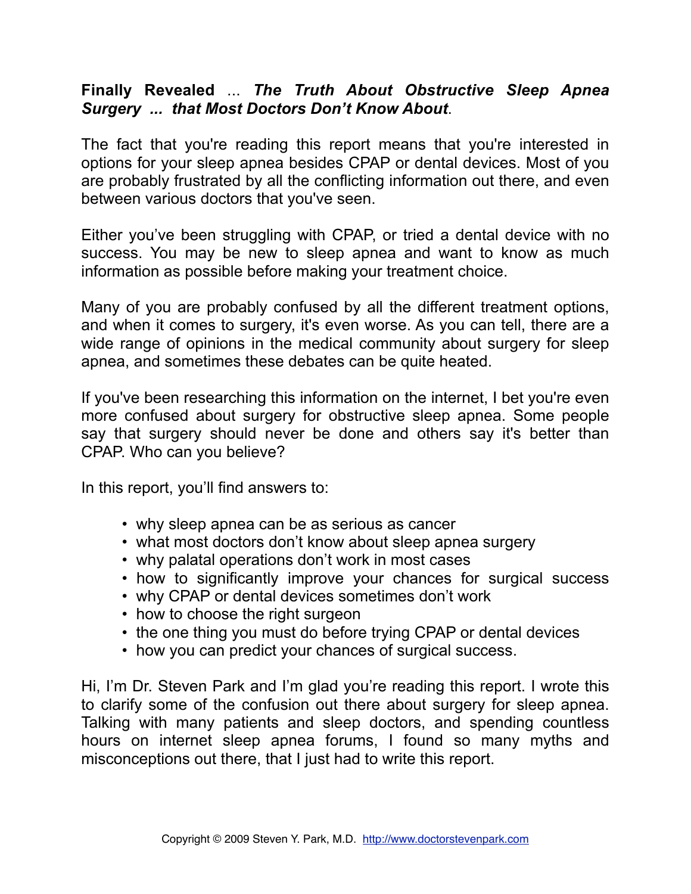**Finally Revealed** ... ***The Truth About Obstructive Sleep Apnea Surgery ... that Most Doctors Don't Know About***.

The fact that you're reading this report means that you're interested in options for your sleep apnea besides CPAP or dental devices. Most of you are probably frustrated by all the conflicting information out there, and even between various doctors that you've seen.

Either you've been struggling with CPAP, or tried a dental device with no success. You may be new to sleep apnea and want to know as much information as possible before making your treatment choice.

Many of you are probably confused by all the different treatment options, and when it comes to surgery, it's even worse. As you can tell, there are a wide range of opinions in the medical community about surgery for sleep apnea, and sometimes these debates can be quite heated.

If you've been researching this information on the internet, I bet you're even more confused about surgery for obstructive sleep apnea. Some people say that surgery should never be done and others say it's better than CPAP. Who can you believe?

In this report, you'll find answers to:

- why sleep apnea can be as serious as cancer
- what most doctors don't know about sleep apnea surgery
- why palatal operations don't work in most cases
- how to significantly improve your chances for surgical success
- why CPAP or dental devices sometimes don't work
- how to choose the right surgeon
- the one thing you must do before trying CPAP or dental devices
- how you can predict your chances of surgical success.

Hi, I'm Dr. Steven Park and I'm glad you're reading this report. I wrote this to clarify some of the confusion out there about surgery for sleep apnea. Talking with many patients and sleep doctors, and spending countless hours on internet sleep apnea forums, I found so many myths and misconceptions out there, that I just had to write this report.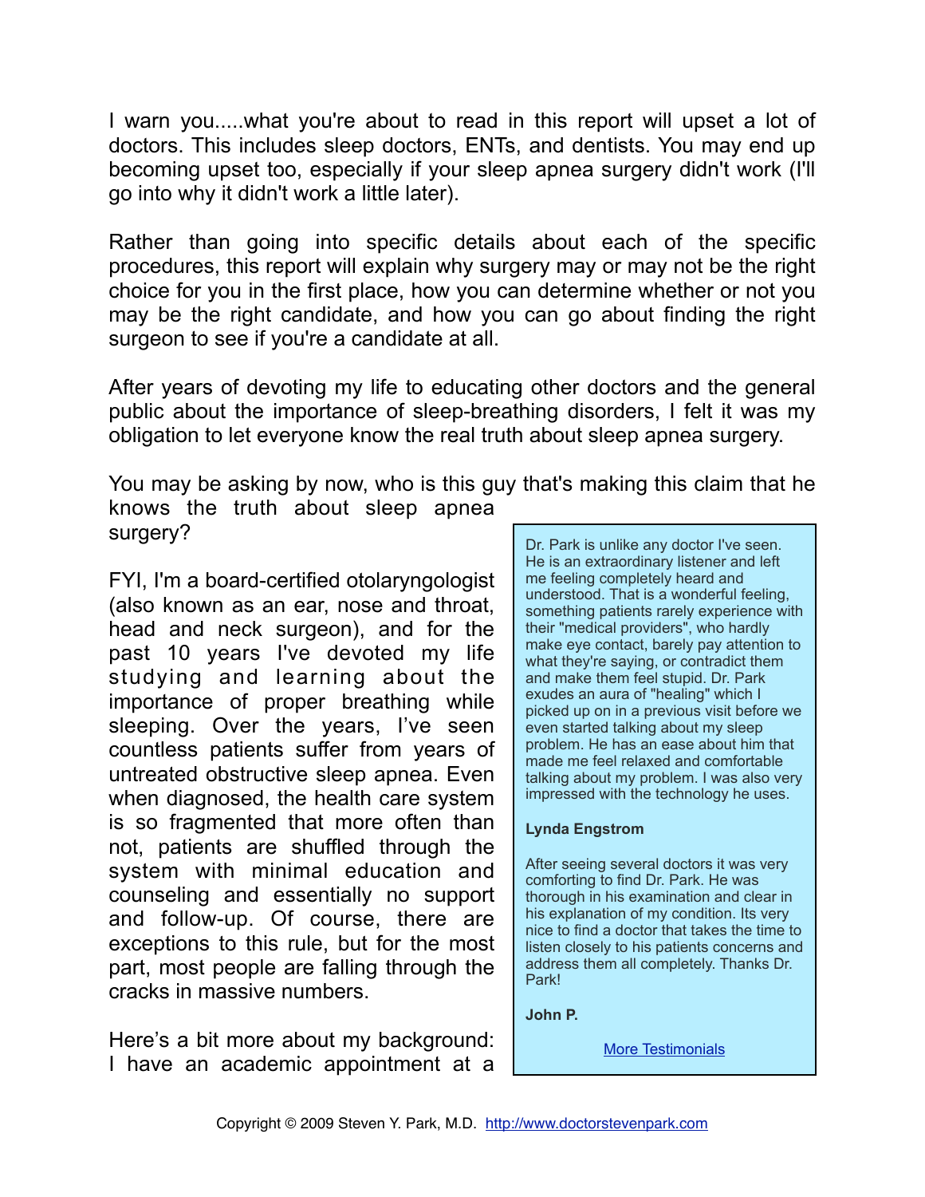I warn you.....what you're about to read in this report will upset a lot of doctors. This includes sleep doctors, ENTs, and dentists. You may end up becoming upset too, especially if your sleep apnea surgery didn't work (I'll go into why it didn't work a little later).

Rather than going into specific details about each of the specific procedures, this report will explain why surgery may or may not be the right choice for you in the first place, how you can determine whether or not you may be the right candidate, and how you can go about finding the right surgeon to see if you're a candidate at all.

After years of devoting my life to educating other doctors and the general public about the importance of sleep-breathing disorders, I felt it was my obligation to let everyone know the real truth about sleep apnea surgery.

You may be asking by now, who is this guy that's making this claim that he knows the truth about sleep apnea surgery?

FYI, I'm a board-certified otolaryngologist (also known as an ear, nose and throat, head and neck surgeon), and for the past 10 years I've devoted my life studying and learning about the importance of proper breathing while sleeping. Over the years, I've seen countless patients suffer from years of untreated obstructive sleep apnea. Even when diagnosed, the health care system is so fragmented that more often than not, patients are shuffled through the system with minimal education and counseling and essentially no support and follow-up. Of course, there are exceptions to this rule, but for the most part, most people are falling through the cracks in massive numbers.

Here's a bit more about my background: I have an academic appointment at a

> Dr. Park is unlike any doctor I've seen. He is an extraordinary listener and left me feeling completely heard and understood. That is a wonderful feeling, something patients rarely experience with their "medical providers", who hardly make eye contact, barely pay attention to what they're saying, or contradict them and make them feel stupid. Dr. Park exudes an aura of "healing" which I picked up on in a previous visit before we even started talking about my sleep problem. He has an ease about him that made me feel relaxed and comfortable talking about my problem. I was also very impressed with the technology he uses.
>
> **Lynda Engstrom**
>
> After seeing several doctors it was very comforting to find Dr. Park. He was thorough in his examination and clear in his explanation of my condition. Its very nice to find a doctor that takes the time to listen closely to his patients concerns and address them all completely. Thanks Dr. Park!
>
> **John P.**
>
> [More Testimonials]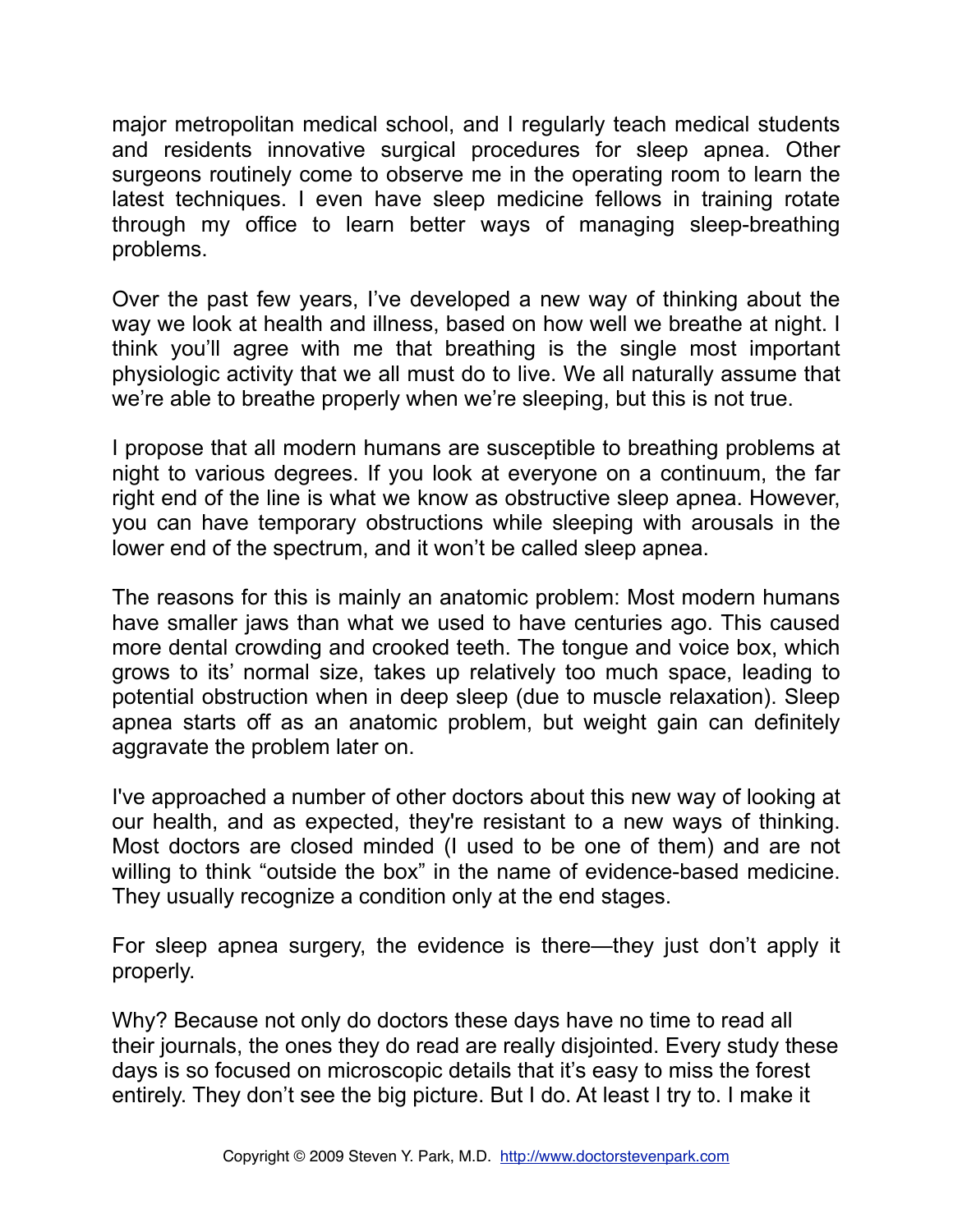major metropolitan medical school, and I regularly teach medical students and residents innovative surgical procedures for sleep apnea. Other surgeons routinely come to observe me in the operating room to learn the latest techniques. I even have sleep medicine fellows in training rotate through my office to learn better ways of managing sleep-breathing problems.

Over the past few years, I've developed a new way of thinking about the way we look at health and illness, based on how well we breathe at night. I think you'll agree with me that breathing is the single most important physiologic activity that we all must do to live. We all naturally assume that we're able to breathe properly when we're sleeping, but this is not true.

I propose that all modern humans are susceptible to breathing problems at night to various degrees. If you look at everyone on a continuum, the far right end of the line is what we know as obstructive sleep apnea. However, you can have temporary obstructions while sleeping with arousals in the lower end of the spectrum, and it won't be called sleep apnea.

The reasons for this is mainly an anatomic problem: Most modern humans have smaller jaws than what we used to have centuries ago. This caused more dental crowding and crooked teeth. The tongue and voice box, which grows to its' normal size, takes up relatively too much space, leading to potential obstruction when in deep sleep (due to muscle relaxation). Sleep apnea starts off as an anatomic problem, but weight gain can definitely aggravate the problem later on.

I've approached a number of other doctors about this new way of looking at our health, and as expected, they're resistant to a new ways of thinking. Most doctors are closed minded (I used to be one of them) and are not willing to think "outside the box" in the name of evidence-based medicine. They usually recognize a condition only at the end stages.

For sleep apnea surgery, the evidence is there—they just don't apply it properly.

Why? Because not only do doctors these days have no time to read all their journals, the ones they do read are really disjointed. Every study these days is so focused on microscopic details that it's easy to miss the forest entirely. They don't see the big picture. But I do. At least I try to. I make it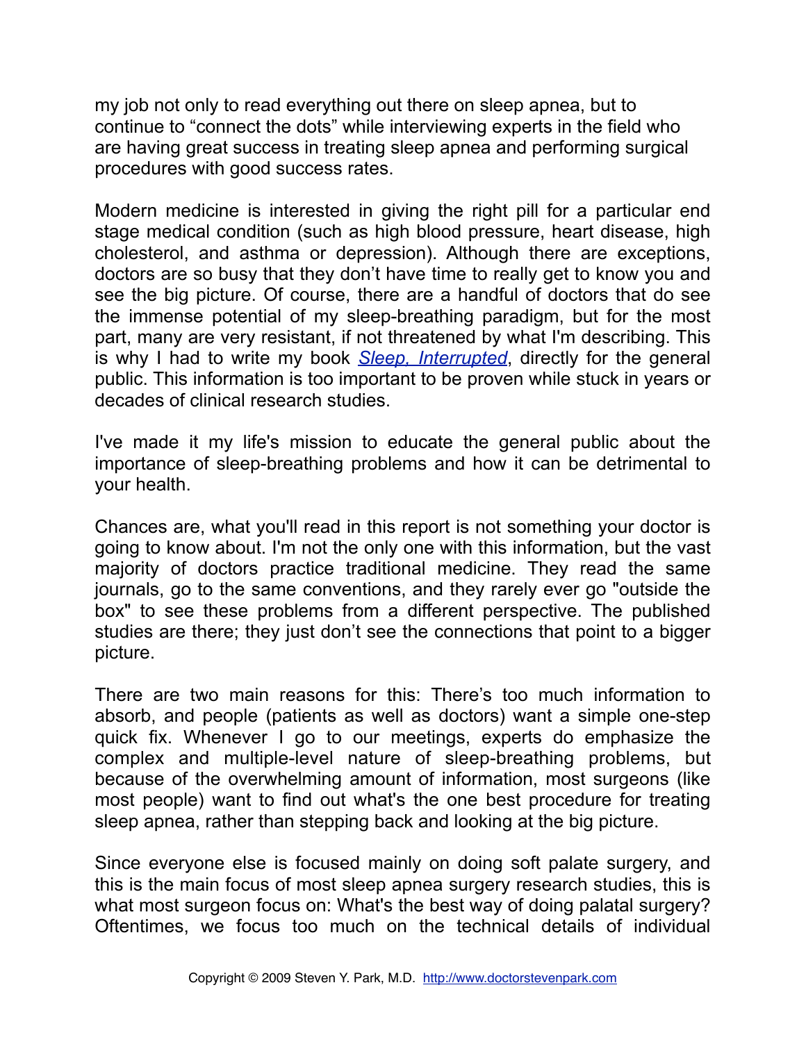my job not only to read everything out there on sleep apnea, but to continue to "connect the dots" while interviewing experts in the field who are having great success in treating sleep apnea and performing surgical procedures with good success rates.

Modern medicine is interested in giving the right pill for a particular end stage medical condition (such as high blood pressure, heart disease, high cholesterol, and asthma or depression). Although there are exceptions, doctors are so busy that they don't have time to really get to know you and see the big picture. Of course, there are a handful of doctors that do see the immense potential of my sleep-breathing paradigm, but for the most part, many are very resistant, if not threatened by what I'm describing. This is why I had to write my book *Sleep, Interrupted*, directly for the general public. This information is too important to be proven while stuck in years or decades of clinical research studies.

I've made it my life's mission to educate the general public about the importance of sleep-breathing problems and how it can be detrimental to your health.

Chances are, what you'll read in this report is not something your doctor is going to know about. I'm not the only one with this information, but the vast majority of doctors practice traditional medicine. They read the same journals, go to the same conventions, and they rarely ever go "outside the box" to see these problems from a different perspective. The published studies are there; they just don't see the connections that point to a bigger picture.

There are two main reasons for this: There's too much information to absorb, and people (patients as well as doctors) want a simple one-step quick fix. Whenever I go to our meetings, experts do emphasize the complex and multiple-level nature of sleep-breathing problems, but because of the overwhelming amount of information, most surgeons (like most people) want to find out what's the one best procedure for treating sleep apnea, rather than stepping back and looking at the big picture.

Since everyone else is focused mainly on doing soft palate surgery, and this is the main focus of most sleep apnea surgery research studies, this is what most surgeon focus on: What's the best way of doing palatal surgery? Oftentimes, we focus too much on the technical details of individual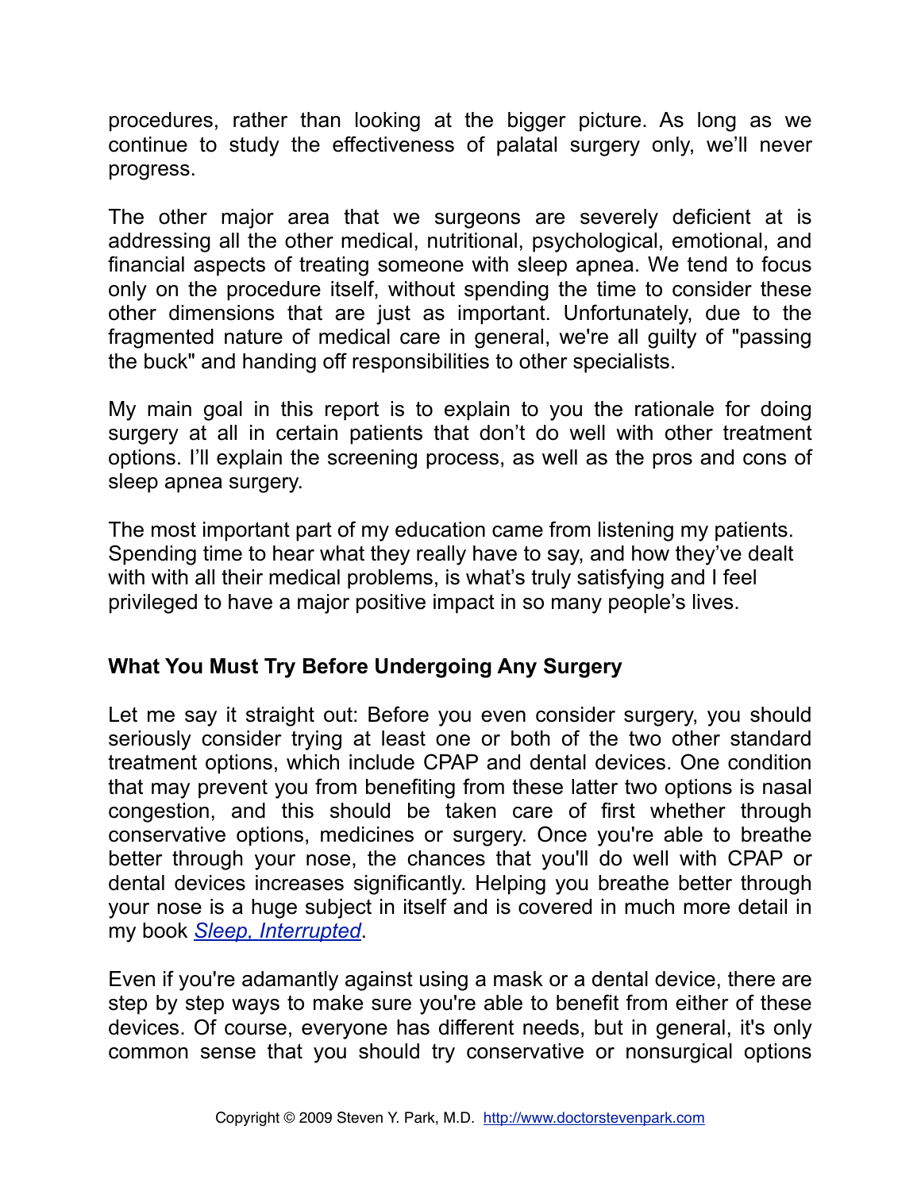procedures, rather than looking at the bigger picture. As long as we continue to study the effectiveness of palatal surgery only, we'll never progress.

The other major area that we surgeons are severely deficient at is addressing all the other medical, nutritional, psychological, emotional, and financial aspects of treating someone with sleep apnea. We tend to focus only on the procedure itself, without spending the time to consider these other dimensions that are just as important. Unfortunately, due to the fragmented nature of medical care in general, we're all guilty of "passing the buck" and handing off responsibilities to other specialists.

My main goal in this report is to explain to you the rationale for doing surgery at all in certain patients that don't do well with other treatment options. I'll explain the screening process, as well as the pros and cons of sleep apnea surgery.

The most important part of my education came from listening my patients. Spending time to hear what they really have to say, and how they've dealt with with all their medical problems, is what's truly satisfying and I feel privileged to have a major positive impact in so many people's lives.

### What You Must Try Before Undergoing Any Surgery

Let me say it straight out: Before you even consider surgery, you should seriously consider trying at least one or both of the two other standard treatment options, which include CPAP and dental devices. One condition that may prevent you from benefiting from these latter two options is nasal congestion, and this should be taken care of first whether through conservative options, medicines or surgery. Once you're able to breathe better through your nose, the chances that you'll do well with CPAP or dental devices increases significantly. Helping you breathe better through your nose is a huge subject in itself and is covered in much more detail in my book *Sleep, Interrupted*.

Even if you're adamantly against using a mask or a dental device, there are step by step ways to make sure you're able to benefit from either of these devices. Of course, everyone has different needs, but in general, it's only common sense that you should try conservative or nonsurgical options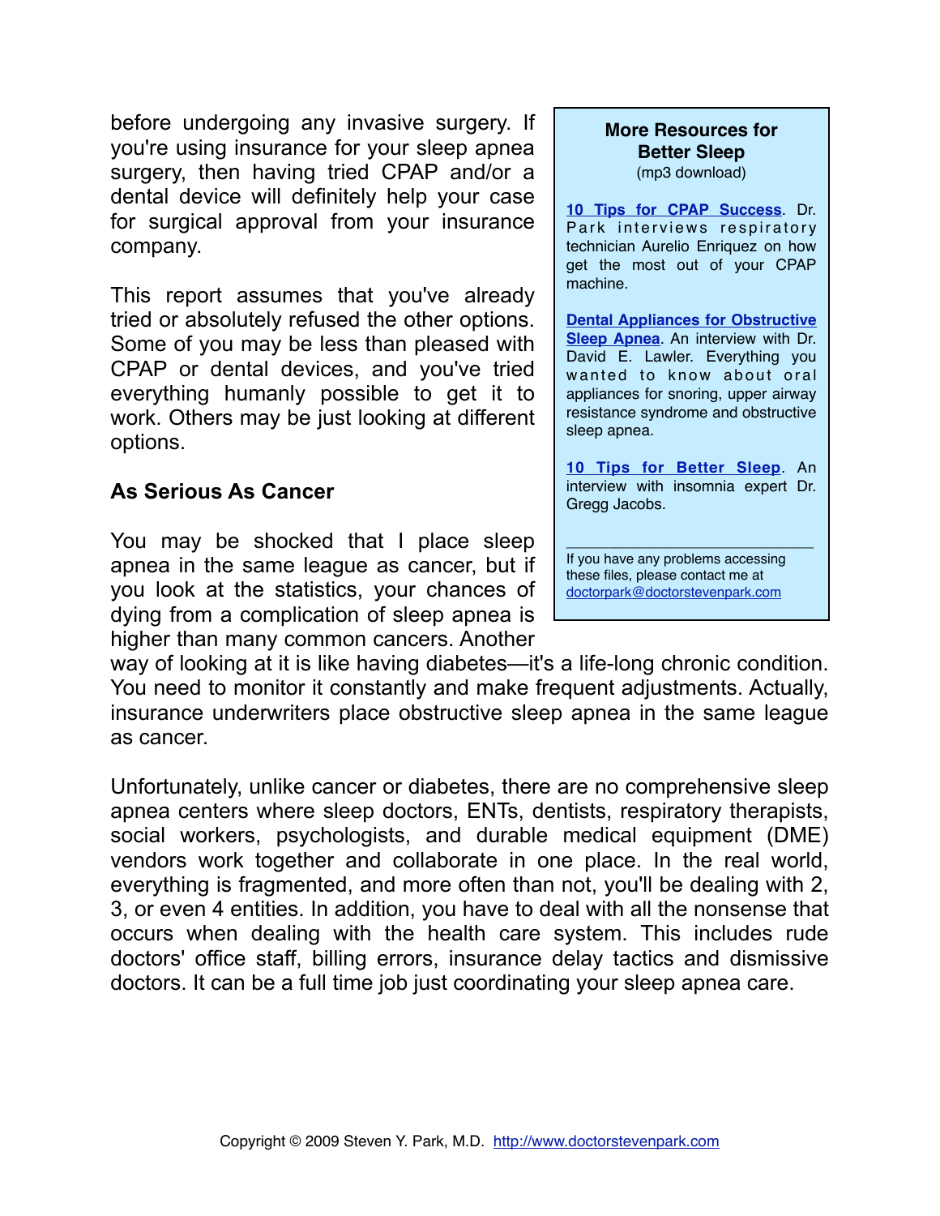before undergoing any invasive surgery. If you're using insurance for your sleep apnea surgery, then having tried CPAP and/or a dental device will definitely help your case for surgical approval from your insurance company.

This report assumes that you've already tried or absolutely refused the other options. Some of you may be less than pleased with CPAP or dental devices, and you've tried everything humanly possible to get it to work. Others may be just looking at different options.

> **More Resources for Better Sleep**
> (mp3 download)
>
> **10 Tips for CPAP Success**. Dr. Park interviews respiratory technician Aurelio Enriquez on how get the most out of your CPAP machine.
>
> **Dental Appliances for Obstructive Sleep Apnea**. An interview with Dr. David E. Lawler. Everything you wanted to know about oral appliances for snoring, upper airway resistance syndrome and obstructive sleep apnea.
>
> **10 Tips for Better Sleep**. An interview with insomnia expert Dr. Gregg Jacobs.
>
> ---
>
> If you have any problems accessing these files, please contact me at doctorpark@doctorstevenpark.com

### As Serious As Cancer

You may be shocked that I place sleep apnea in the same league as cancer, but if you look at the statistics, your chances of dying from a complication of sleep apnea is higher than many common cancers. Another way of looking at it is like having diabetes—it's a life-long chronic condition. You need to monitor it constantly and make frequent adjustments. Actually, insurance underwriters place obstructive sleep apnea in the same league as cancer.

Unfortunately, unlike cancer or diabetes, there are no comprehensive sleep apnea centers where sleep doctors, ENTs, dentists, respiratory therapists, social workers, psychologists, and durable medical equipment (DME) vendors work together and collaborate in one place. In the real world, everything is fragmented, and more often than not, you'll be dealing with 2, 3, or even 4 entities. In addition, you have to deal with all the nonsense that occurs when dealing with the health care system. This includes rude doctors' office staff, billing errors, insurance delay tactics and dismissive doctors. It can be a full time job just coordinating your sleep apnea care.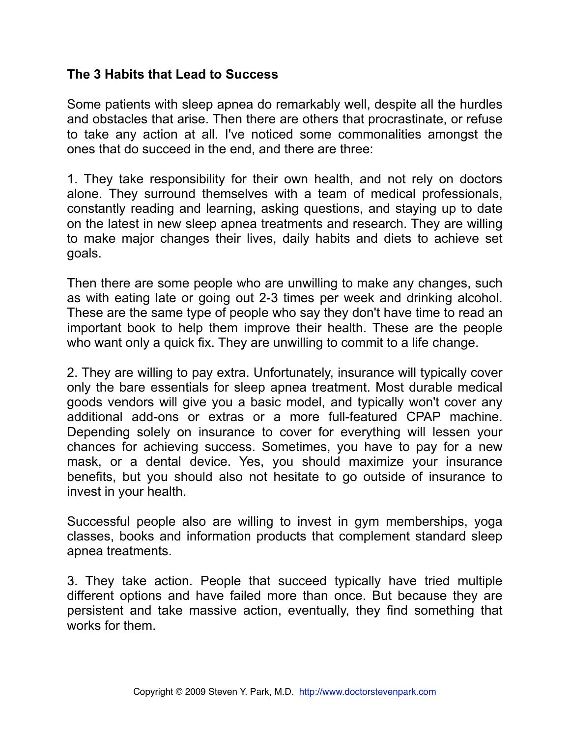**The 3 Habits that Lead to Success**

Some patients with sleep apnea do remarkably well, despite all the hurdles and obstacles that arise. Then there are others that procrastinate, or refuse to take any action at all. I've noticed some commonalities amongst the ones that do succeed in the end, and there are three:

1. They take responsibility for their own health, and not rely on doctors alone. They surround themselves with a team of medical professionals, constantly reading and learning, asking questions, and staying up to date on the latest in new sleep apnea treatments and research. They are willing to make major changes their lives, daily habits and diets to achieve set goals.

Then there are some people who are unwilling to make any changes, such as with eating late or going out 2-3 times per week and drinking alcohol. These are the same type of people who say they don't have time to read an important book to help them improve their health. These are the people who want only a quick fix. They are unwilling to commit to a life change.

2. They are willing to pay extra. Unfortunately, insurance will typically cover only the bare essentials for sleep apnea treatment. Most durable medical goods vendors will give you a basic model, and typically won't cover any additional add-ons or extras or a more full-featured CPAP machine. Depending solely on insurance to cover for everything will lessen your chances for achieving success. Sometimes, you have to pay for a new mask, or a dental device. Yes, you should maximize your insurance benefits, but you should also not hesitate to go outside of insurance to invest in your health.

Successful people also are willing to invest in gym memberships, yoga classes, books and information products that complement standard sleep apnea treatments.

3. They take action. People that succeed typically have tried multiple different options and have failed more than once. But because they are persistent and take massive action, eventually, they find something that works for them.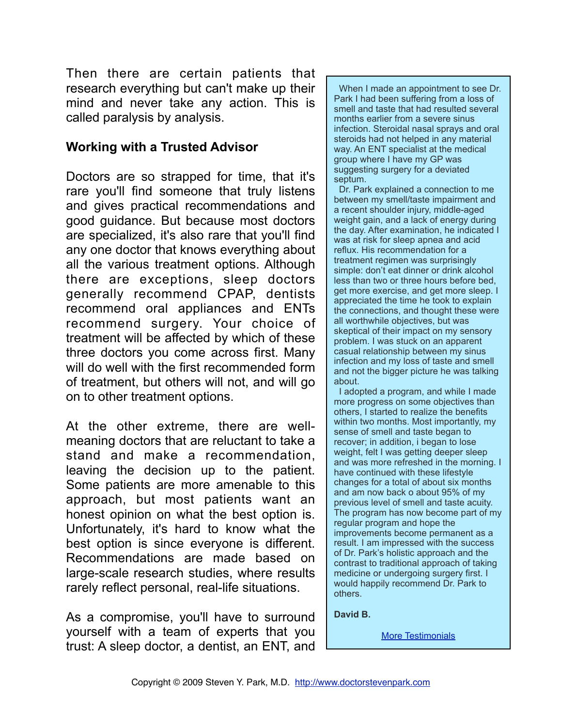Then there are certain patients that research everything but can't make up their mind and never take any action. This is called paralysis by analysis.

### Working with a Trusted Advisor

Doctors are so strapped for time, that it's rare you'll find someone that truly listens and gives practical recommendations and good guidance. But because most doctors are specialized, it's also rare that you'll find any one doctor that knows everything about all the various treatment options. Although there are exceptions, sleep doctors generally recommend CPAP, dentists recommend oral appliances and ENTs recommend surgery. Your choice of treatment will be affected by which of these three doctors you come across first. Many will do well with the first recommended form of treatment, but others will not, and will go on to other treatment options.

At the other extreme, there are well-meaning doctors that are reluctant to take a stand and make a recommendation, leaving the decision up to the patient. Some patients are more amenable to this approach, but most patients want an honest opinion on what the best option is. Unfortunately, it's hard to know what the best option is since everyone is different. Recommendations are made based on large-scale research studies, where results rarely reflect personal, real-life situations.

As a compromise, you'll have to surround yourself with a team of experts that you trust: A sleep doctor, a dentist, an ENT, and

> When I made an appointment to see Dr. Park I had been suffering from a loss of smell and taste that had resulted several months earlier from a severe sinus infection. Steroidal nasal sprays and oral steroids had not helped in any material way. An ENT specialist at the medical group where I have my GP was suggesting surgery for a deviated septum.
>
> Dr. Park explained a connection to me between my smell/taste impairment and a recent shoulder injury, middle-aged weight gain, and a lack of energy during the day. After examination, he indicated I was at risk for sleep apnea and acid reflux. His recommendation for a treatment regimen was surprisingly simple: don't eat dinner or drink alcohol less than two or three hours before bed, get more exercise, and get more sleep. I appreciated the time he took to explain the connections, and thought these were all worthwhile objectives, but was skeptical of their impact on my sensory problem. I was stuck on an apparent casual relationship between my sinus infection and my loss of taste and smell and not the bigger picture he was talking about.
>
> I adopted a program, and while I made more progress on some objectives than others, I started to realize the benefits within two months. Most importantly, my sense of smell and taste began to recover; in addition, i began to lose weight, felt I was getting deeper sleep and was more refreshed in the morning. I have continued with these lifestyle changes for a total of about six months and am now back o about 95% of my previous level of smell and taste acuity. The program has now become part of my regular program and hope the improvements become permanent as a result. I am impressed with the success of Dr. Park's holistic approach and the contrast to traditional approach of taking medicine or undergoing surgery first. I would happily recommend Dr. Park to others.
>
> **David B.**
>
> More Testimonials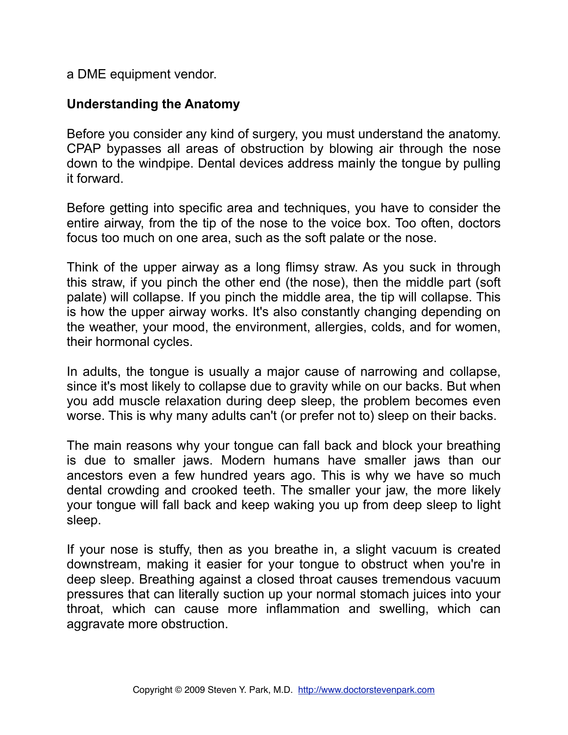a DME equipment vendor.

## Understanding the Anatomy

Before you consider any kind of surgery, you must understand the anatomy. CPAP bypasses all areas of obstruction by blowing air through the nose down to the windpipe. Dental devices address mainly the tongue by pulling it forward.

Before getting into specific area and techniques, you have to consider the entire airway, from the tip of the nose to the voice box. Too often, doctors focus too much on one area, such as the soft palate or the nose.

Think of the upper airway as a long flimsy straw. As you suck in through this straw, if you pinch the other end (the nose), then the middle part (soft palate) will collapse. If you pinch the middle area, the tip will collapse. This is how the upper airway works. It's also constantly changing depending on the weather, your mood, the environment, allergies, colds, and for women, their hormonal cycles.

In adults, the tongue is usually a major cause of narrowing and collapse, since it's most likely to collapse due to gravity while on our backs. But when you add muscle relaxation during deep sleep, the problem becomes even worse. This is why many adults can't (or prefer not to) sleep on their backs.

The main reasons why your tongue can fall back and block your breathing is due to smaller jaws. Modern humans have smaller jaws than our ancestors even a few hundred years ago. This is why we have so much dental crowding and crooked teeth. The smaller your jaw, the more likely your tongue will fall back and keep waking you up from deep sleep to light sleep.

If your nose is stuffy, then as you breathe in, a slight vacuum is created downstream, making it easier for your tongue to obstruct when you're in deep sleep. Breathing against a closed throat causes tremendous vacuum pressures that can literally suction up your normal stomach juices into your throat, which can cause more inflammation and swelling, which can aggravate more obstruction.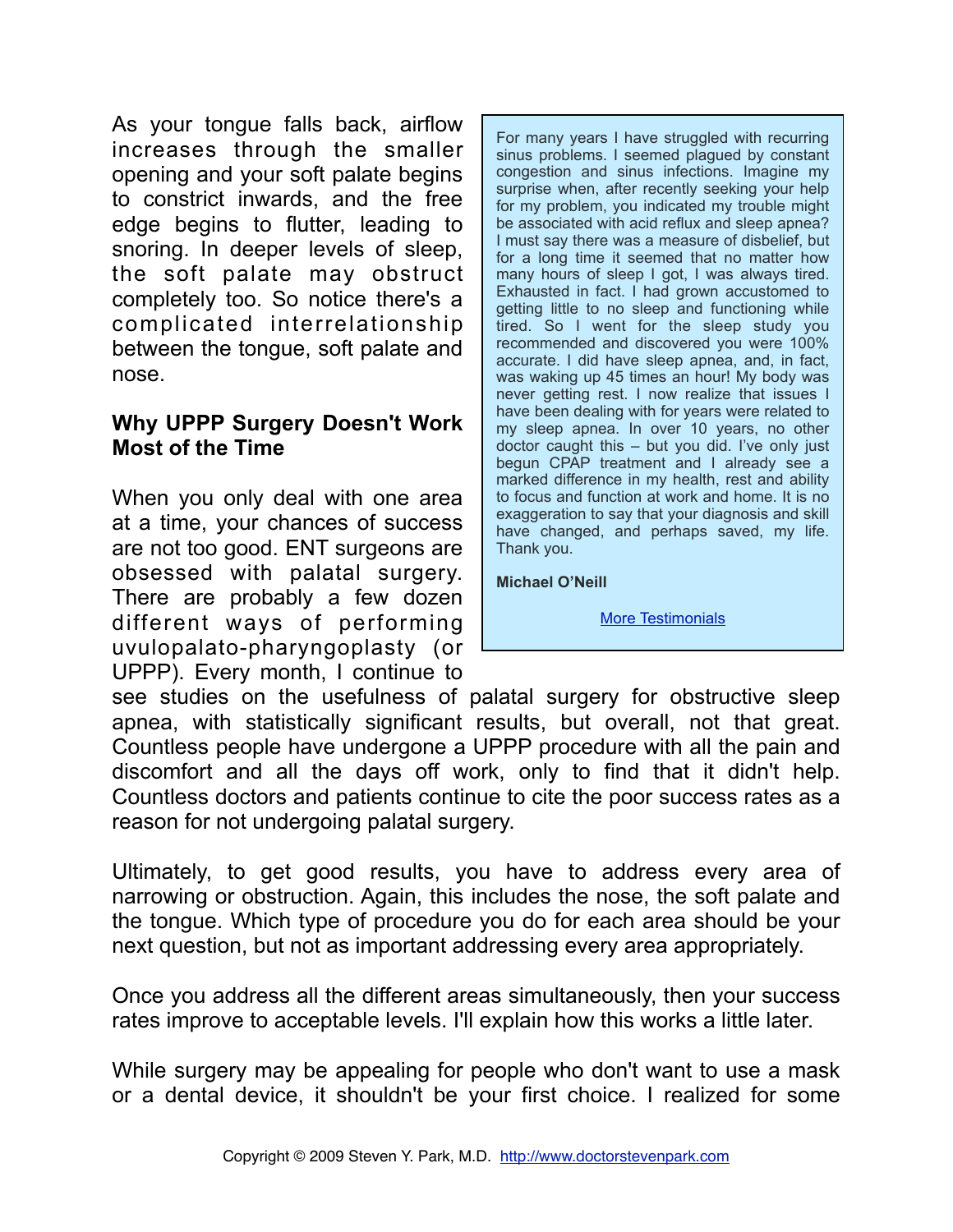As your tongue falls back, airflow increases through the smaller opening and your soft palate begins to constrict inwards, and the free edge begins to flutter, leading to snoring. In deeper levels of sleep, the soft palate may obstruct completely too. So notice there's a complicated interrelationship between the tongue, soft palate and nose.

> For many years I have struggled with recurring sinus problems. I seemed plagued by constant congestion and sinus infections. Imagine my surprise when, after recently seeking your help for my problem, you indicated my trouble might be associated with acid reflux and sleep apnea? I must say there was a measure of disbelief, but for a long time it seemed that no matter how many hours of sleep I got, I was always tired. Exhausted in fact. I had grown accustomed to getting little to no sleep and functioning while tired. So I went for the sleep study you recommended and discovered you were 100% accurate. I did have sleep apnea, and, in fact, was waking up 45 times an hour! My body was never getting rest. I now realize that issues I have been dealing with for years were related to my sleep apnea. In over 10 years, no other doctor caught this – but you did. I've only just begun CPAP treatment and I already see a marked difference in my health, rest and ability to focus and function at work and home. It is no exaggeration to say that your diagnosis and skill have changed, and perhaps saved, my life. Thank you.
>
> **Michael O'Neill**
>
> More Testimonials

**Why UPPP Surgery Doesn't Work Most of the Time**

When you only deal with one area at a time, your chances of success are not too good. ENT surgeons are obsessed with palatal surgery. There are probably a few dozen different ways of performing uvulopalato-pharyngoplasty (or UPPP). Every month, I continue to see studies on the usefulness of palatal surgery for obstructive sleep apnea, with statistically significant results, but overall, not that great. Countless people have undergone a UPPP procedure with all the pain and discomfort and all the days off work, only to find that it didn't help. Countless doctors and patients continue to cite the poor success rates as a reason for not undergoing palatal surgery.

Ultimately, to get good results, you have to address every area of narrowing or obstruction. Again, this includes the nose, the soft palate and the tongue. Which type of procedure you do for each area should be your next question, but not as important addressing every area appropriately.

Once you address all the different areas simultaneously, then your success rates improve to acceptable levels. I'll explain how this works a little later.

While surgery may be appealing for people who don't want to use a mask or a dental device, it shouldn't be your first choice. I realized for some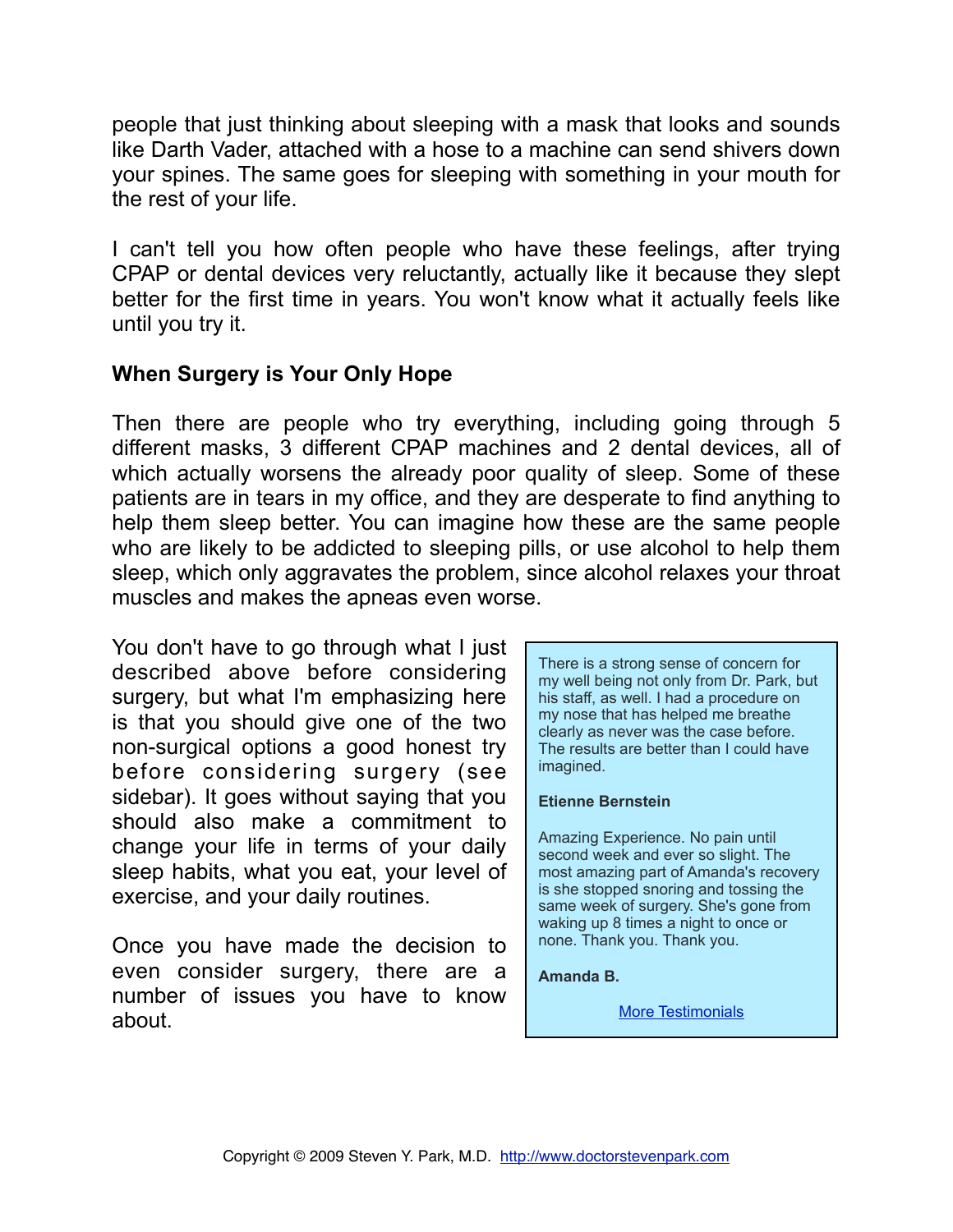people that just thinking about sleeping with a mask that looks and sounds like Darth Vader, attached with a hose to a machine can send shivers down your spines. The same goes for sleeping with something in your mouth for the rest of your life.

I can't tell you how often people who have these feelings, after trying CPAP or dental devices very reluctantly, actually like it because they slept better for the first time in years. You won't know what it actually feels like until you try it.

**When Surgery is Your Only Hope**

Then there are people who try everything, including going through 5 different masks, 3 different CPAP machines and 2 dental devices, all of which actually worsens the already poor quality of sleep. Some of these patients are in tears in my office, and they are desperate to find anything to help them sleep better. You can imagine how these are the same people who are likely to be addicted to sleeping pills, or use alcohol to help them sleep, which only aggravates the problem, since alcohol relaxes your throat muscles and makes the apneas even worse.

You don't have to go through what I just described above before considering surgery, but what I'm emphasizing here is that you should give one of the two non-surgical options a good honest try before considering surgery (see sidebar). It goes without saying that you should also make a commitment to change your life in terms of your daily sleep habits, what you eat, your level of exercise, and your daily routines.

Once you have made the decision to even consider surgery, there are a number of issues you have to know about.

> There is a strong sense of concern for my well being not only from Dr. Park, but his staff, as well. I had a procedure on my nose that has helped me breathe clearly as never was the case before. The results are better than I could have imagined.
>
> **Etienne Bernstein**
>
> Amazing Experience. No pain until second week and ever so slight. The most amazing part of Amanda's recovery is she stopped snoring and tossing the same week of surgery. She's gone from waking up 8 times a night to once or none. Thank you. Thank you.
>
> **Amanda B.**
>
> More Testimonials

Copyright © 2009 Steven Y. Park, M.D. http://www.doctorstevenpark.com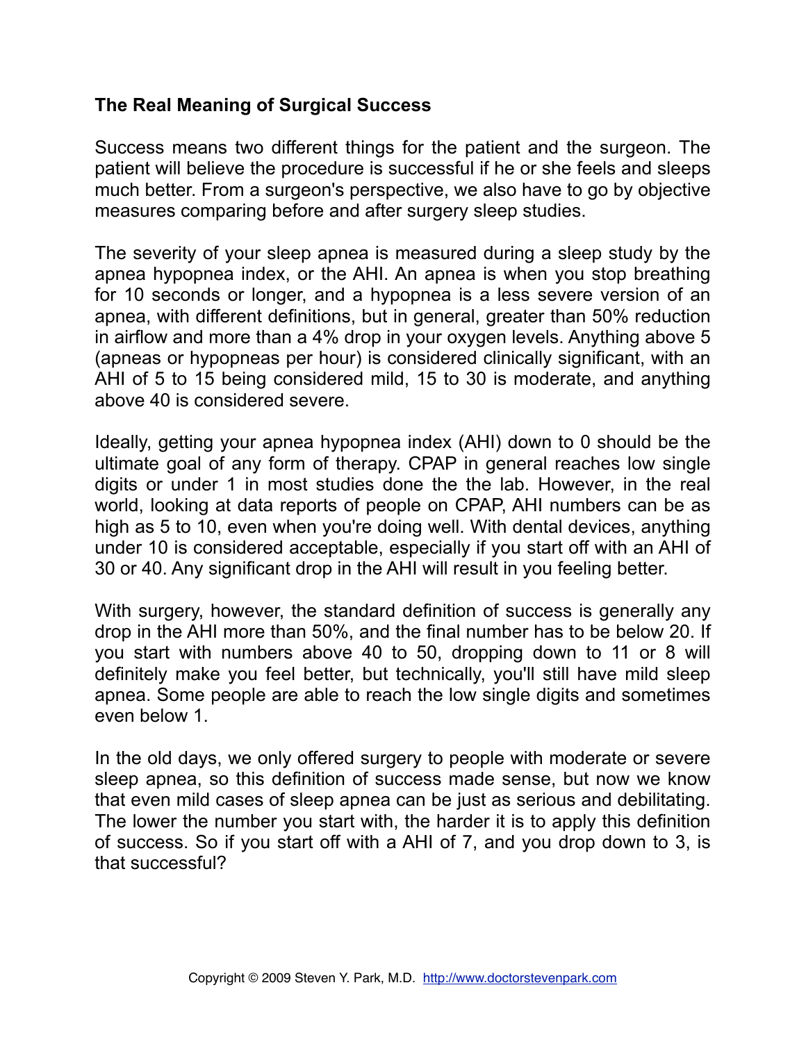## The Real Meaning of Surgical Success

Success means two different things for the patient and the surgeon. The patient will believe the procedure is successful if he or she feels and sleeps much better. From a surgeon's perspective, we also have to go by objective measures comparing before and after surgery sleep studies.

The severity of your sleep apnea is measured during a sleep study by the apnea hypopnea index, or the AHI. An apnea is when you stop breathing for 10 seconds or longer, and a hypopnea is a less severe version of an apnea, with different definitions, but in general, greater than 50% reduction in airflow and more than a 4% drop in your oxygen levels. Anything above 5 (apneas or hypopneas per hour) is considered clinically significant, with an AHI of 5 to 15 being considered mild, 15 to 30 is moderate, and anything above 40 is considered severe.

Ideally, getting your apnea hypopnea index (AHI) down to 0 should be the ultimate goal of any form of therapy. CPAP in general reaches low single digits or under 1 in most studies done the the lab. However, in the real world, looking at data reports of people on CPAP, AHI numbers can be as high as 5 to 10, even when you're doing well. With dental devices, anything under 10 is considered acceptable, especially if you start off with an AHI of 30 or 40. Any significant drop in the AHI will result in you feeling better.

With surgery, however, the standard definition of success is generally any drop in the AHI more than 50%, and the final number has to be below 20. If you start with numbers above 40 to 50, dropping down to 11 or 8 will definitely make you feel better, but technically, you'll still have mild sleep apnea. Some people are able to reach the low single digits and sometimes even below 1.

In the old days, we only offered surgery to people with moderate or severe sleep apnea, so this definition of success made sense, but now we know that even mild cases of sleep apnea can be just as serious and debilitating. The lower the number you start with, the harder it is to apply this definition of success. So if you start off with a AHI of 7, and you drop down to 3, is that successful?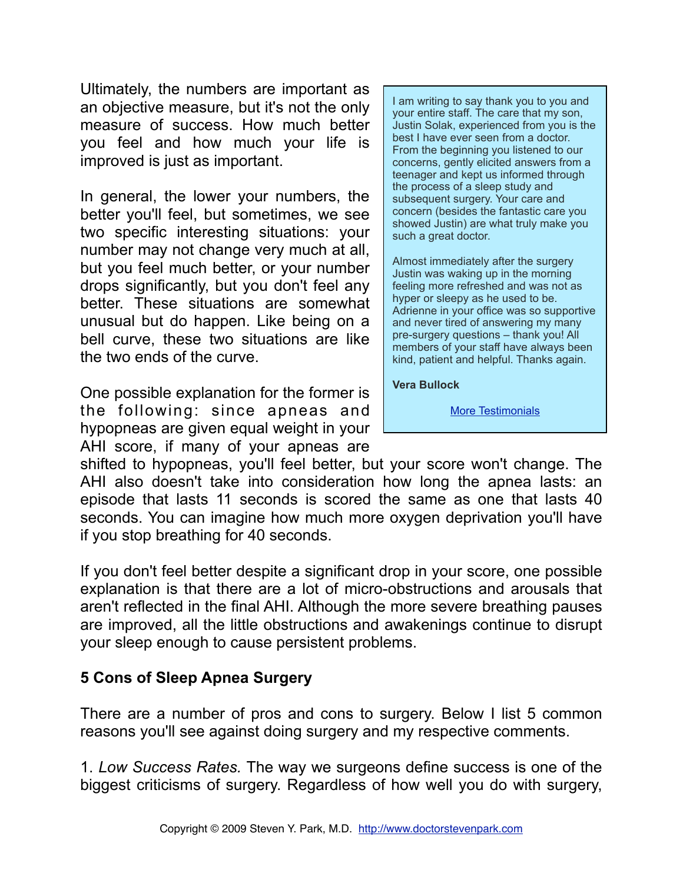Ultimately, the numbers are important as an objective measure, but it's not the only measure of success. How much better you feel and how much your life is improved is just as important.

In general, the lower your numbers, the better you'll feel, but sometimes, we see two specific interesting situations: your number may not change very much at all, but you feel much better, or your number drops significantly, but you don't feel any better. These situations are somewhat unusual but do happen. Like being on a bell curve, these two situations are like the two ends of the curve.

One possible explanation for the former is the following: since apneas and hypopneas are given equal weight in your AHI score, if many of your apneas are shifted to hypopneas, you'll feel better, but your score won't change. The AHI also doesn't take into consideration how long the apnea lasts: an episode that lasts 11 seconds is scored the same as one that lasts 40 seconds. You can imagine how much more oxygen deprivation you'll have if you stop breathing for 40 seconds.

> I am writing to say thank you to you and your entire staff. The care that my son, Justin Solak, experienced from you is the best I have ever seen from a doctor. From the beginning you listened to our concerns, gently elicited answers from a teenager and kept us informed through the process of a sleep study and subsequent surgery. Your care and concern (besides the fantastic care you showed Justin) are what truly make you such a great doctor.
>
> Almost immediately after the surgery Justin was waking up in the morning feeling more refreshed and was not as hyper or sleepy as he used to be. Adrienne in your office was so supportive and never tired of answering my many pre-surgery questions – thank you! All members of your staff have always been kind, patient and helpful. Thanks again.
>
> **Vera Bullock**
>
> [More Testimonials]

If you don't feel better despite a significant drop in your score, one possible explanation is that there are a lot of micro-obstructions and arousals that aren't reflected in the final AHI. Although the more severe breathing pauses are improved, all the little obstructions and awakenings continue to disrupt your sleep enough to cause persistent problems.

**5 Cons of Sleep Apnea Surgery**

There are a number of pros and cons to surgery. Below I list 5 common reasons you'll see against doing surgery and my respective comments.

1. *Low Success Rates.* The way we surgeons define success is one of the biggest criticisms of surgery. Regardless of how well you do with surgery,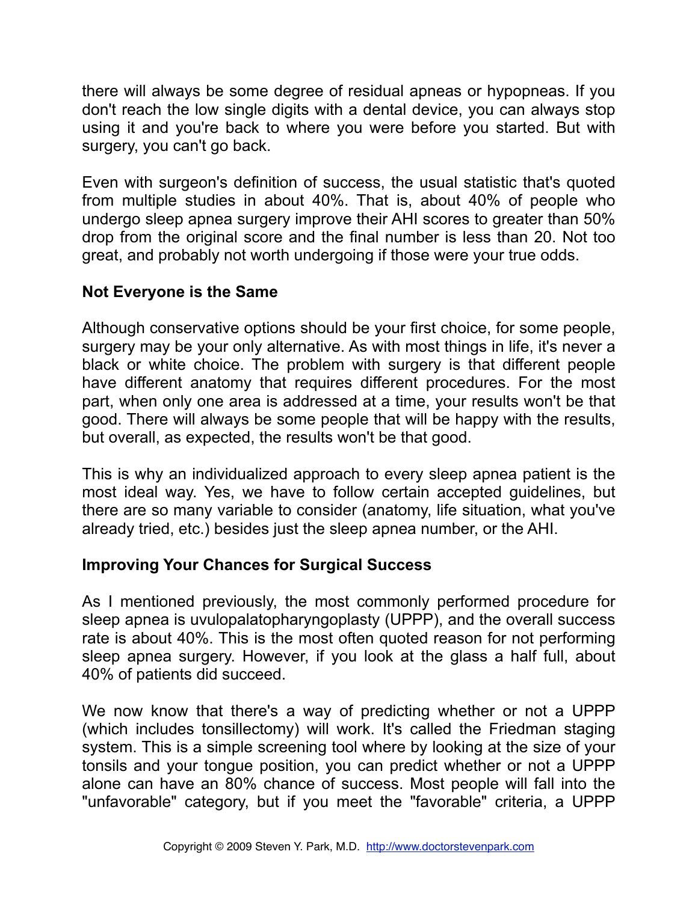there will always be some degree of residual apneas or hypopneas. If you don't reach the low single digits with a dental device, you can always stop using it and you're back to where you were before you started. But with surgery, you can't go back.

Even with surgeon's definition of success, the usual statistic that's quoted from multiple studies in about 40%. That is, about 40% of people who undergo sleep apnea surgery improve their AHI scores to greater than 50% drop from the original score and the final number is less than 20. Not too great, and probably not worth undergoing if those were your true odds.

### Not Everyone is the Same

Although conservative options should be your first choice, for some people, surgery may be your only alternative. As with most things in life, it's never a black or white choice. The problem with surgery is that different people have different anatomy that requires different procedures. For the most part, when only one area is addressed at a time, your results won't be that good. There will always be some people that will be happy with the results, but overall, as expected, the results won't be that good.

This is why an individualized approach to every sleep apnea patient is the most ideal way. Yes, we have to follow certain accepted guidelines, but there are so many variable to consider (anatomy, life situation, what you've already tried, etc.) besides just the sleep apnea number, or the AHI.

### Improving Your Chances for Surgical Success

As I mentioned previously, the most commonly performed procedure for sleep apnea is uvulopalatopharyngoplasty (UPPP), and the overall success rate is about 40%. This is the most often quoted reason for not performing sleep apnea surgery. However, if you look at the glass a half full, about 40% of patients did succeed.

We now know that there's a way of predicting whether or not a UPPP (which includes tonsillectomy) will work. It's called the Friedman staging system. This is a simple screening tool where by looking at the size of your tonsils and your tongue position, you can predict whether or not a UPPP alone can have an 80% chance of success. Most people will fall into the "unfavorable" category, but if you meet the "favorable" criteria, a UPPP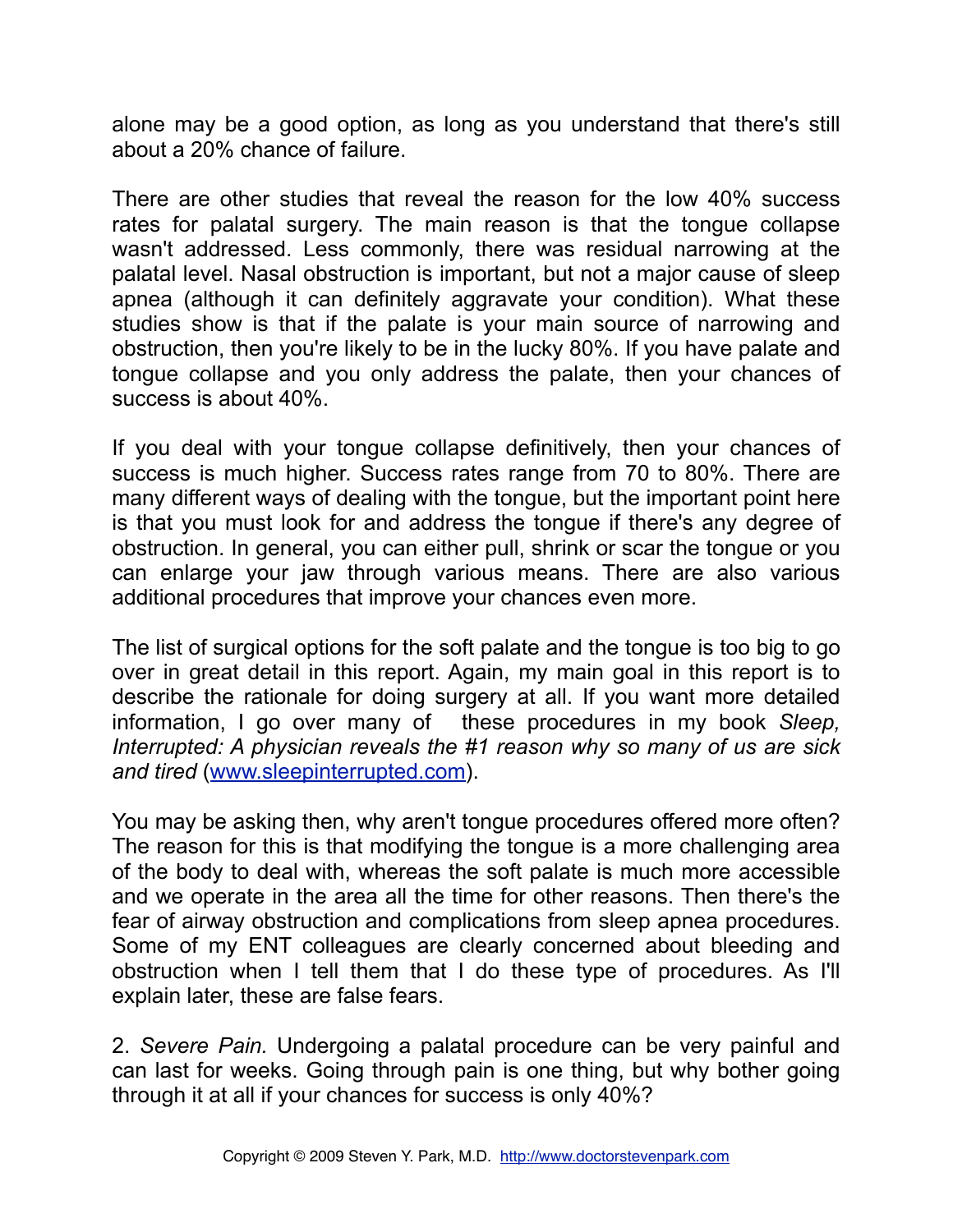alone may be a good option, as long as you understand that there's still about a 20% chance of failure.

There are other studies that reveal the reason for the low 40% success rates for palatal surgery. The main reason is that the tongue collapse wasn't addressed. Less commonly, there was residual narrowing at the palatal level. Nasal obstruction is important, but not a major cause of sleep apnea (although it can definitely aggravate your condition). What these studies show is that if the palate is your main source of narrowing and obstruction, then you're likely to be in the lucky 80%. If you have palate and tongue collapse and you only address the palate, then your chances of success is about 40%.

If you deal with your tongue collapse definitively, then your chances of success is much higher. Success rates range from 70 to 80%. There are many different ways of dealing with the tongue, but the important point here is that you must look for and address the tongue if there's any degree of obstruction. In general, you can either pull, shrink or scar the tongue or you can enlarge your jaw through various means. There are also various additional procedures that improve your chances even more.

The list of surgical options for the soft palate and the tongue is too big to go over in great detail in this report. Again, my main goal in this report is to describe the rationale for doing surgery at all. If you want more detailed information, I go over many of these procedures in my book *Sleep, Interrupted: A physician reveals the #1 reason why so many of us are sick and tired* ([www.sleepinterrupted.com](http://www.sleepinterrupted.com)).

You may be asking then, why aren't tongue procedures offered more often? The reason for this is that modifying the tongue is a more challenging area of the body to deal with, whereas the soft palate is much more accessible and we operate in the area all the time for other reasons. Then there's the fear of airway obstruction and complications from sleep apnea procedures. Some of my ENT colleagues are clearly concerned about bleeding and obstruction when I tell them that I do these type of procedures. As I'll explain later, these are false fears.

2. *Severe Pain.* Undergoing a palatal procedure can be very painful and can last for weeks. Going through pain is one thing, but why bother going through it at all if your chances for success is only 40%?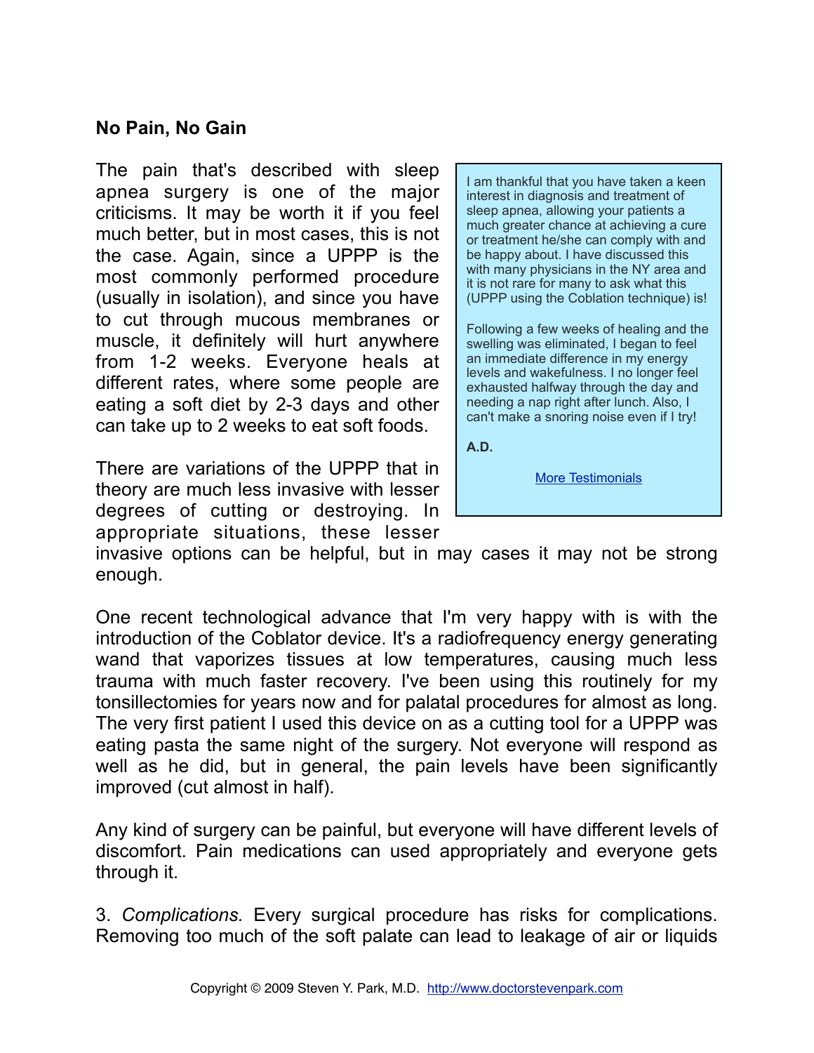## No Pain, No Gain

The pain that's described with sleep apnea surgery is one of the major criticisms. It may be worth it if you feel much better, but in most cases, this is not the case. Again, since a UPPP is the most commonly performed procedure (usually in isolation), and since you have to cut through mucous membranes or muscle, it definitely will hurt anywhere from 1-2 weeks. Everyone heals at different rates, where some people are eating a soft diet by 2-3 days and other can take up to 2 weeks to eat soft foods.

There are variations of the UPPP that in theory are much less invasive with lesser degrees of cutting or destroying. In appropriate situations, these lesser invasive options can be helpful, but in may cases it may not be strong enough.

> I am thankful that you have taken a keen interest in diagnosis and treatment of sleep apnea, allowing your patients a much greater chance at achieving a cure or treatment he/she can comply with and be happy about. I have discussed this with many physicians in the NY area and it is not rare for many to ask what this (UPPP using the Coblation technique) is!
>
> Following a few weeks of healing and the swelling was eliminated, I began to feel an immediate difference in my energy levels and wakefulness. I no longer feel exhausted halfway through the day and needing a nap right after lunch. Also, I can't make a snoring noise even if I try!
>
> **A.D.**
>
> More Testimonials

One recent technological advance that I'm very happy with is with the introduction of the Coblator device. It's a radiofrequency energy generating wand that vaporizes tissues at low temperatures, causing much less trauma with much faster recovery. I've been using this routinely for my tonsillectomies for years now and for palatal procedures for almost as long. The very first patient I used this device on as a cutting tool for a UPPP was eating pasta the same night of the surgery. Not everyone will respond as well as he did, but in general, the pain levels have been significantly improved (cut almost in half).

Any kind of surgery can be painful, but everyone will have different levels of discomfort. Pain medications can used appropriately and everyone gets through it.

3. *Complications.* Every surgical procedure has risks for complications. Removing too much of the soft palate can lead to leakage of air or liquids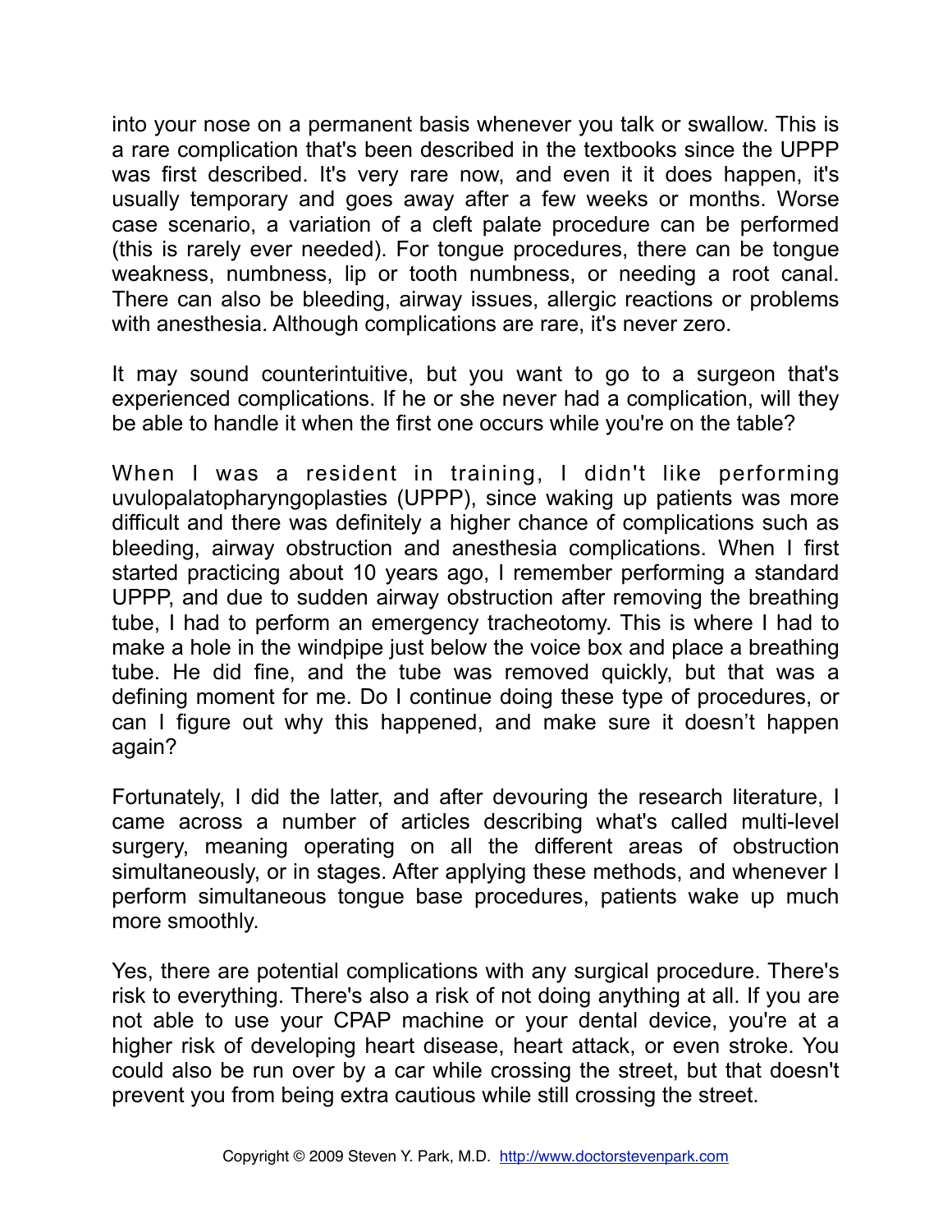into your nose on a permanent basis whenever you talk or swallow. This is a rare complication that's been described in the textbooks since the UPPP was first described. It's very rare now, and even it it does happen, it's usually temporary and goes away after a few weeks or months. Worse case scenario, a variation of a cleft palate procedure can be performed (this is rarely ever needed). For tongue procedures, there can be tongue weakness, numbness, lip or tooth numbness, or needing a root canal. There can also be bleeding, airway issues, allergic reactions or problems with anesthesia. Although complications are rare, it's never zero.

It may sound counterintuitive, but you want to go to a surgeon that's experienced complications. If he or she never had a complication, will they be able to handle it when the first one occurs while you're on the table?

When I was a resident in training, I didn't like performing uvulopalatopharyngoplasties (UPPP), since waking up patients was more difficult and there was definitely a higher chance of complications such as bleeding, airway obstruction and anesthesia complications. When I first started practicing about 10 years ago, I remember performing a standard UPPP, and due to sudden airway obstruction after removing the breathing tube, I had to perform an emergency tracheotomy. This is where I had to make a hole in the windpipe just below the voice box and place a breathing tube. He did fine, and the tube was removed quickly, but that was a defining moment for me. Do I continue doing these type of procedures, or can I figure out why this happened, and make sure it doesn't happen again?

Fortunately, I did the latter, and after devouring the research literature, I came across a number of articles describing what's called multi-level surgery, meaning operating on all the different areas of obstruction simultaneously, or in stages. After applying these methods, and whenever I perform simultaneous tongue base procedures, patients wake up much more smoothly.

Yes, there are potential complications with any surgical procedure. There's risk to everything. There's also a risk of not doing anything at all. If you are not able to use your CPAP machine or your dental device, you're at a higher risk of developing heart disease, heart attack, or even stroke. You could also be run over by a car while crossing the street, but that doesn't prevent you from being extra cautious while still crossing the street.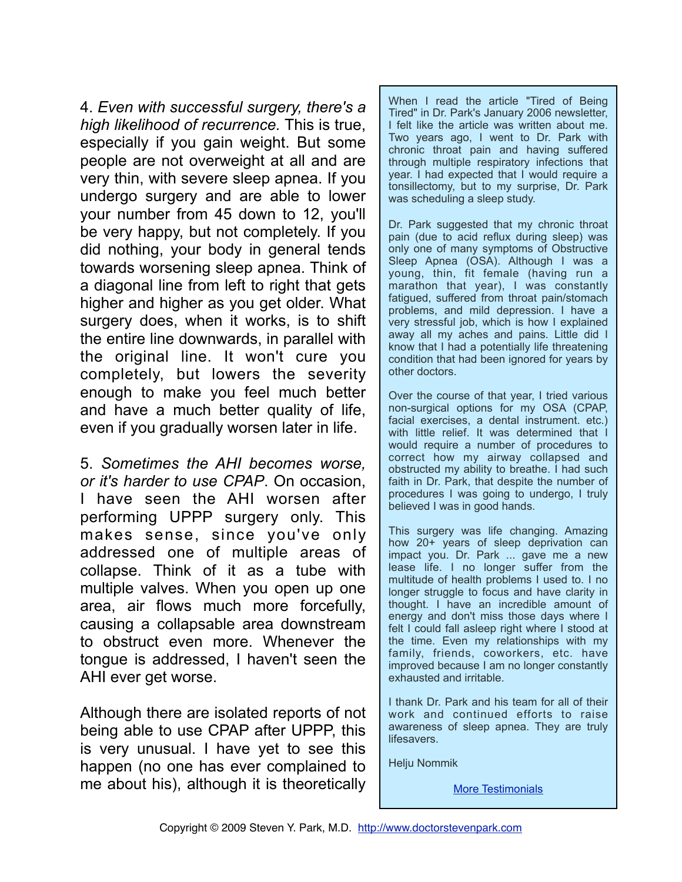4. *Even with successful surgery, there's a high likelihood of recurrence.* This is true, especially if you gain weight. But some people are not overweight at all and are very thin, with severe sleep apnea. If you undergo surgery and are able to lower your number from 45 down to 12, you'll be very happy, but not completely. If you did nothing, your body in general tends towards worsening sleep apnea. Think of a diagonal line from left to right that gets higher and higher as you get older. What surgery does, when it works, is to shift the entire line downwards, in parallel with the original line. It won't cure you completely, but lowers the severity enough to make you feel much better and have a much better quality of life, even if you gradually worsen later in life.

5. *Sometimes the AHI becomes worse, or it's harder to use CPAP*. On occasion, I have seen the AHI worsen after performing UPPP surgery only. This makes sense, since you've only addressed one of multiple areas of collapse. Think of it as a tube with multiple valves. When you open up one area, air flows much more forcefully, causing a collapsable area downstream to obstruct even more. Whenever the tongue is addressed, I haven't seen the AHI ever get worse.

Although there are isolated reports of not being able to use CPAP after UPPP, this is very unusual. I have yet to see this happen (no one has ever complained to me about his), although it is theoretically

---

When I read the article "Tired of Being Tired" in Dr. Park's January 2006 newsletter, I felt like the article was written about me. Two years ago, I went to Dr. Park with chronic throat pain and having suffered through multiple respiratory infections that year. I had expected that I would require a tonsillectomy, but to my surprise, Dr. Park was scheduling a sleep study.

Dr. Park suggested that my chronic throat pain (due to acid reflux during sleep) was only one of many symptoms of Obstructive Sleep Apnea (OSA). Although I was a young, thin, fit female (having run a marathon that year), I was constantly fatigued, suffered from throat pain/stomach problems, and mild depression. I have a very stressful job, which is how I explained away all my aches and pains. Little did I know that I had a potentially life threatening condition that had been ignored for years by other doctors.

Over the course of that year, I tried various non-surgical options for my OSA (CPAP, facial exercises, a dental instrument. etc.) with little relief. It was determined that I would require a number of procedures to correct how my airway collapsed and obstructed my ability to breathe. I had such faith in Dr. Park, that despite the number of procedures I was going to undergo, I truly believed I was in good hands.

This surgery was life changing. Amazing how 20+ years of sleep deprivation can impact you. Dr. Park ... gave me a new lease life. I no longer suffer from the multitude of health problems I used to. I no longer struggle to focus and have clarity in thought. I have an incredible amount of energy and don't miss those days where I felt I could fall asleep right where I stood at the time. Even my relationships with my family, friends, coworkers, etc. have improved because I am no longer constantly exhausted and irritable.

I thank Dr. Park and his team for all of their work and continued efforts to raise awareness of sleep apnea. They are truly lifesavers.

Helju Nommik

[More Testimonials]

Copyright © 2009 Steven Y. Park, M.D. http://www.doctorstevenpark.com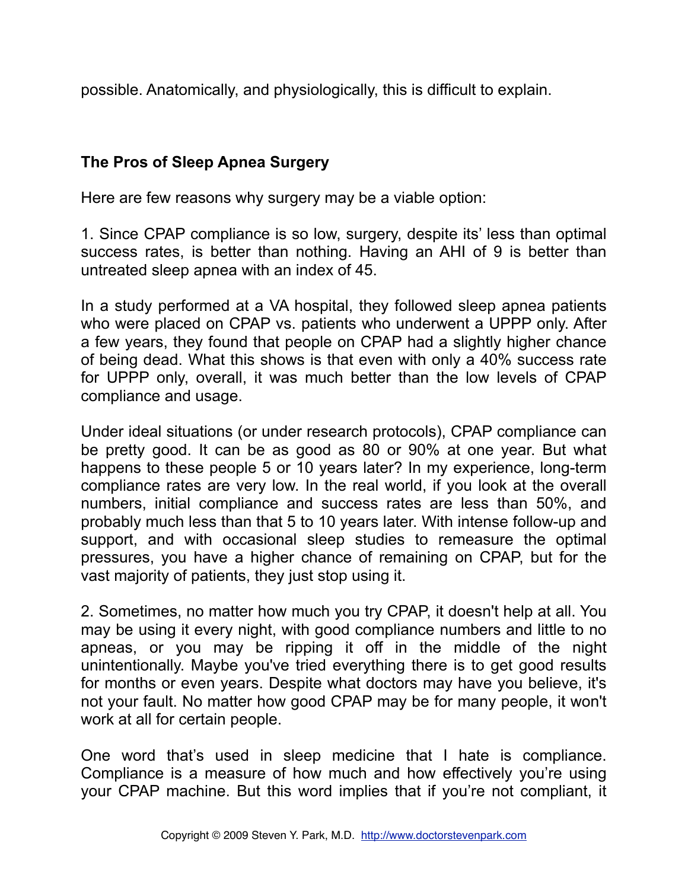possible. Anatomically, and physiologically, this is difficult to explain.

## The Pros of Sleep Apnea Surgery

Here are few reasons why surgery may be a viable option:

1. Since CPAP compliance is so low, surgery, despite its' less than optimal success rates, is better than nothing. Having an AHI of 9 is better than untreated sleep apnea with an index of 45.

In a study performed at a VA hospital, they followed sleep apnea patients who were placed on CPAP vs. patients who underwent a UPPP only. After a few years, they found that people on CPAP had a slightly higher chance of being dead. What this shows is that even with only a 40% success rate for UPPP only, overall, it was much better than the low levels of CPAP compliance and usage.

Under ideal situations (or under research protocols), CPAP compliance can be pretty good. It can be as good as 80 or 90% at one year. But what happens to these people 5 or 10 years later? In my experience, long-term compliance rates are very low. In the real world, if you look at the overall numbers, initial compliance and success rates are less than 50%, and probably much less than that 5 to 10 years later. With intense follow-up and support, and with occasional sleep studies to remeasure the optimal pressures, you have a higher chance of remaining on CPAP, but for the vast majority of patients, they just stop using it.

2. Sometimes, no matter how much you try CPAP, it doesn't help at all. You may be using it every night, with good compliance numbers and little to no apneas, or you may be ripping it off in the middle of the night unintentionally. Maybe you've tried everything there is to get good results for months or even years. Despite what doctors may have you believe, it's not your fault. No matter how good CPAP may be for many people, it won't work at all for certain people.

One word that's used in sleep medicine that I hate is compliance. Compliance is a measure of how much and how effectively you're using your CPAP machine. But this word implies that if you're not compliant, it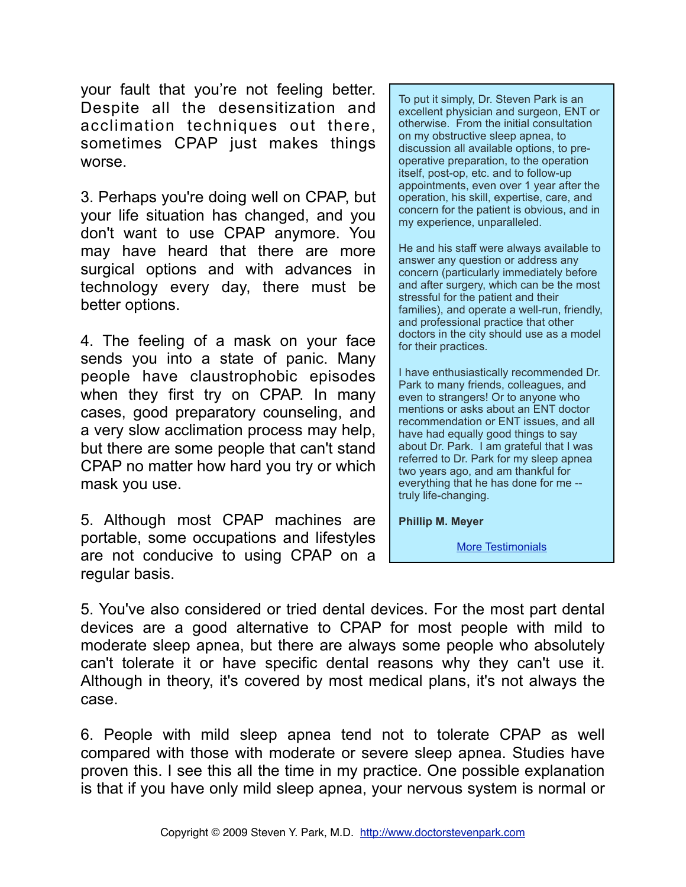your fault that you're not feeling better. Despite all the desensitization and acclimation techniques out there, sometimes CPAP just makes things worse.

3. Perhaps you're doing well on CPAP, but your life situation has changed, and you don't want to use CPAP anymore. You may have heard that there are more surgical options and with advances in technology every day, there must be better options.

4. The feeling of a mask on your face sends you into a state of panic. Many people have claustrophobic episodes when they first try on CPAP. In many cases, good preparatory counseling, and a very slow acclimation process may help, but there are some people that can't stand CPAP no matter how hard you try or which mask you use.

5. Although most CPAP machines are portable, some occupations and lifestyles are not conducive to using CPAP on a regular basis.

> To put it simply, Dr. Steven Park is an excellent physician and surgeon, ENT or otherwise. From the initial consultation on my obstructive sleep apnea, to discussion all available options, to pre-operative preparation, to the operation itself, post-op, etc. and to follow-up appointments, even over 1 year after the operation, his skill, expertise, care, and concern for the patient is obvious, and in my experience, unparalleled.
>
> He and his staff were always available to answer any question or address any concern (particularly immediately before and after surgery, which can be the most stressful for the patient and their families), and operate a well-run, friendly, and professional practice that other doctors in the city should use as a model for their practices.
>
> I have enthusiastically recommended Dr. Park to many friends, colleagues, and even to strangers! Or to anyone who mentions or asks about an ENT doctor recommendation or ENT issues, and all have had equally good things to say about Dr. Park. I am grateful that I was referred to Dr. Park for my sleep apnea two years ago, and am thankful for everything that he has done for me -- truly life-changing.
>
> **Phillip M. Meyer**
>
> More Testimonials

5. You've also considered or tried dental devices. For the most part dental devices are a good alternative to CPAP for most people with mild to moderate sleep apnea, but there are always some people who absolutely can't tolerate it or have specific dental reasons why they can't use it. Although in theory, it's covered by most medical plans, it's not always the case.

6. People with mild sleep apnea tend not to tolerate CPAP as well compared with those with moderate or severe sleep apnea. Studies have proven this. I see this all the time in my practice. One possible explanation is that if you have only mild sleep apnea, your nervous system is normal or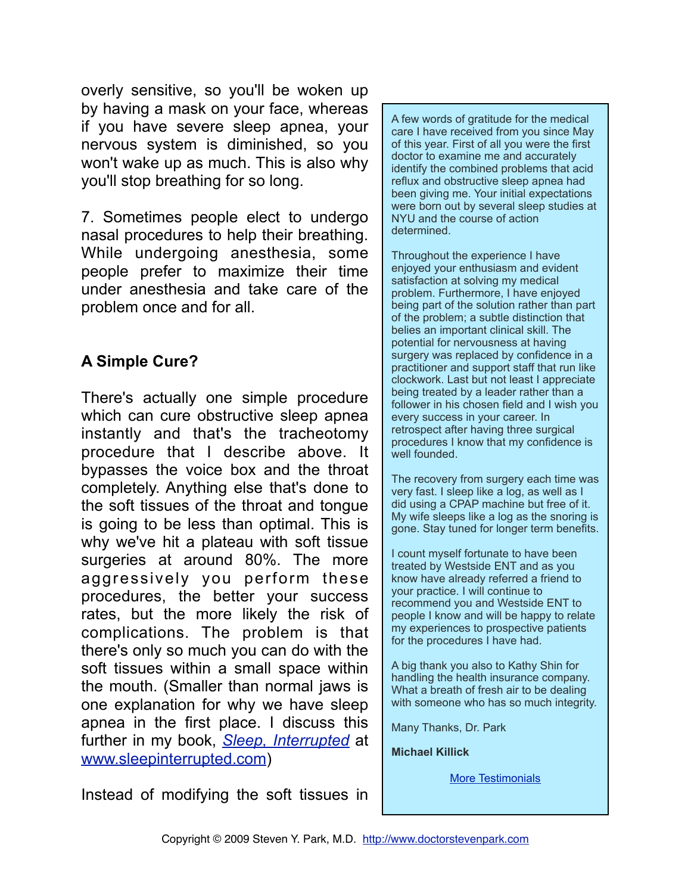overly sensitive, so you'll be woken up by having a mask on your face, whereas if you have severe sleep apnea, your nervous system is diminished, so you won't wake up as much. This is also why you'll stop breathing for so long.

7. Sometimes people elect to undergo nasal procedures to help their breathing. While undergoing anesthesia, some people prefer to maximize their time under anesthesia and take care of the problem once and for all.

### A Simple Cure?

There's actually one simple procedure which can cure obstructive sleep apnea instantly and that's the tracheotomy procedure that I describe above. It bypasses the voice box and the throat completely. Anything else that's done to the soft tissues of the throat and tongue is going to be less than optimal. This is why we've hit a plateau with soft tissue surgeries at around 80%. The more aggressively you perform these procedures, the better your success rates, but the more likely the risk of complications. The problem is that there's only so much you can do with the soft tissues within a small space within the mouth. (Smaller than normal jaws is one explanation for why we have sleep apnea in the first place. I discuss this further in my book, [*Sleep, Interrupted*](http://www.sleepinterrupted.com) at [www.sleepinterrupted.com](http://www.sleepinterrupted.com))

Instead of modifying the soft tissues in

> A few words of gratitude for the medical care I have received from you since May of this year. First of all you were the first doctor to examine me and accurately identify the combined problems that acid reflux and obstructive sleep apnea had been giving me. Your initial expectations were born out by several sleep studies at NYU and the course of action determined.
>
> Throughout the experience I have enjoyed your enthusiasm and evident satisfaction at solving my medical problem. Furthermore, I have enjoyed being part of the solution rather than part of the problem; a subtle distinction that belies an important clinical skill. The potential for nervousness at having surgery was replaced by confidence in a practitioner and support staff that run like clockwork. Last but not least I appreciate being treated by a leader rather than a follower in his chosen field and I wish you every success in your career. In retrospect after having three surgical procedures I know that my confidence is well founded.
>
> The recovery from surgery each time was very fast. I sleep like a log, as well as I did using a CPAP machine but free of it. My wife sleeps like a log as the snoring is gone. Stay tuned for longer term benefits.
>
> I count myself fortunate to have been treated by Westside ENT and as you know have already referred a friend to your practice. I will continue to recommend you and Westside ENT to people I know and will be happy to relate my experiences to prospective patients for the procedures I have had.
>
> A big thank you also to Kathy Shin for handling the health insurance company. What a breath of fresh air to be dealing with someone who has so much integrity.
>
> Many Thanks, Dr. Park
>
> **Michael Killick**
>
> More Testimonials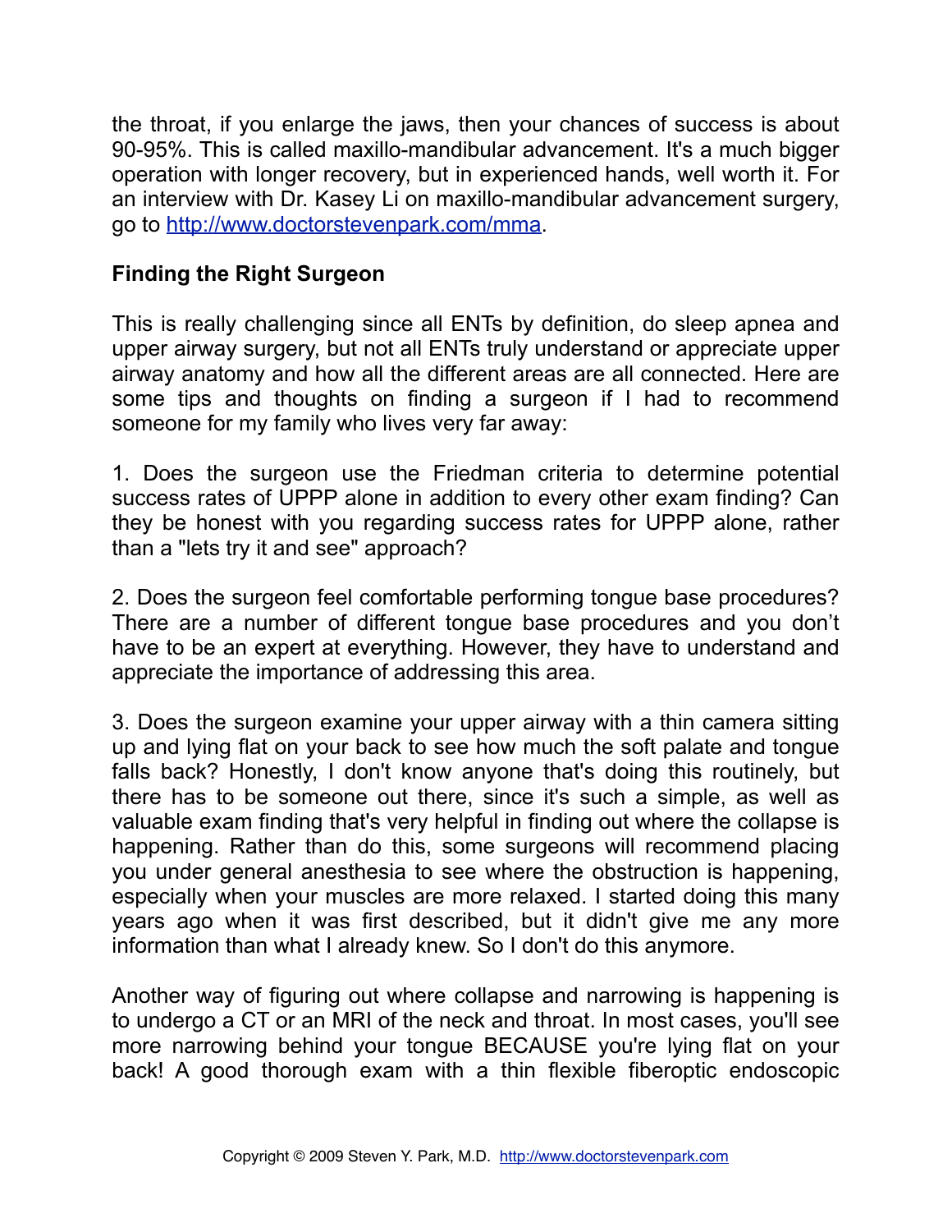the throat, if you enlarge the jaws, then your chances of success is about 90-95%. This is called maxillo-mandibular advancement. It's a much bigger operation with longer recovery, but in experienced hands, well worth it. For an interview with Dr. Kasey Li on maxillo-mandibular advancement surgery, go to [http://www.doctorstevenpark.com/mma](http://www.doctorstevenpark.com/mma).

**Finding the Right Surgeon**

This is really challenging since all ENTs by definition, do sleep apnea and upper airway surgery, but not all ENTs truly understand or appreciate upper airway anatomy and how all the different areas are all connected. Here are some tips and thoughts on finding a surgeon if I had to recommend someone for my family who lives very far away:

1. Does the surgeon use the Friedman criteria to determine potential success rates of UPPP alone in addition to every other exam finding? Can they be honest with you regarding success rates for UPPP alone, rather than a "lets try it and see" approach?

2. Does the surgeon feel comfortable performing tongue base procedures? There are a number of different tongue base procedures and you don't have to be an expert at everything. However, they have to understand and appreciate the importance of addressing this area.

3. Does the surgeon examine your upper airway with a thin camera sitting up and lying flat on your back to see how much the soft palate and tongue falls back? Honestly, I don't know anyone that's doing this routinely, but there has to be someone out there, since it's such a simple, as well as valuable exam finding that's very helpful in finding out where the collapse is happening. Rather than do this, some surgeons will recommend placing you under general anesthesia to see where the obstruction is happening, especially when your muscles are more relaxed. I started doing this many years ago when it was first described, but it didn't give me any more information than what I already knew. So I don't do this anymore.

Another way of figuring out where collapse and narrowing is happening is to undergo a CT or an MRI of the neck and throat. In most cases, you'll see more narrowing behind your tongue BECAUSE you're lying flat on your back! A good thorough exam with a thin flexible fiberoptic endoscopic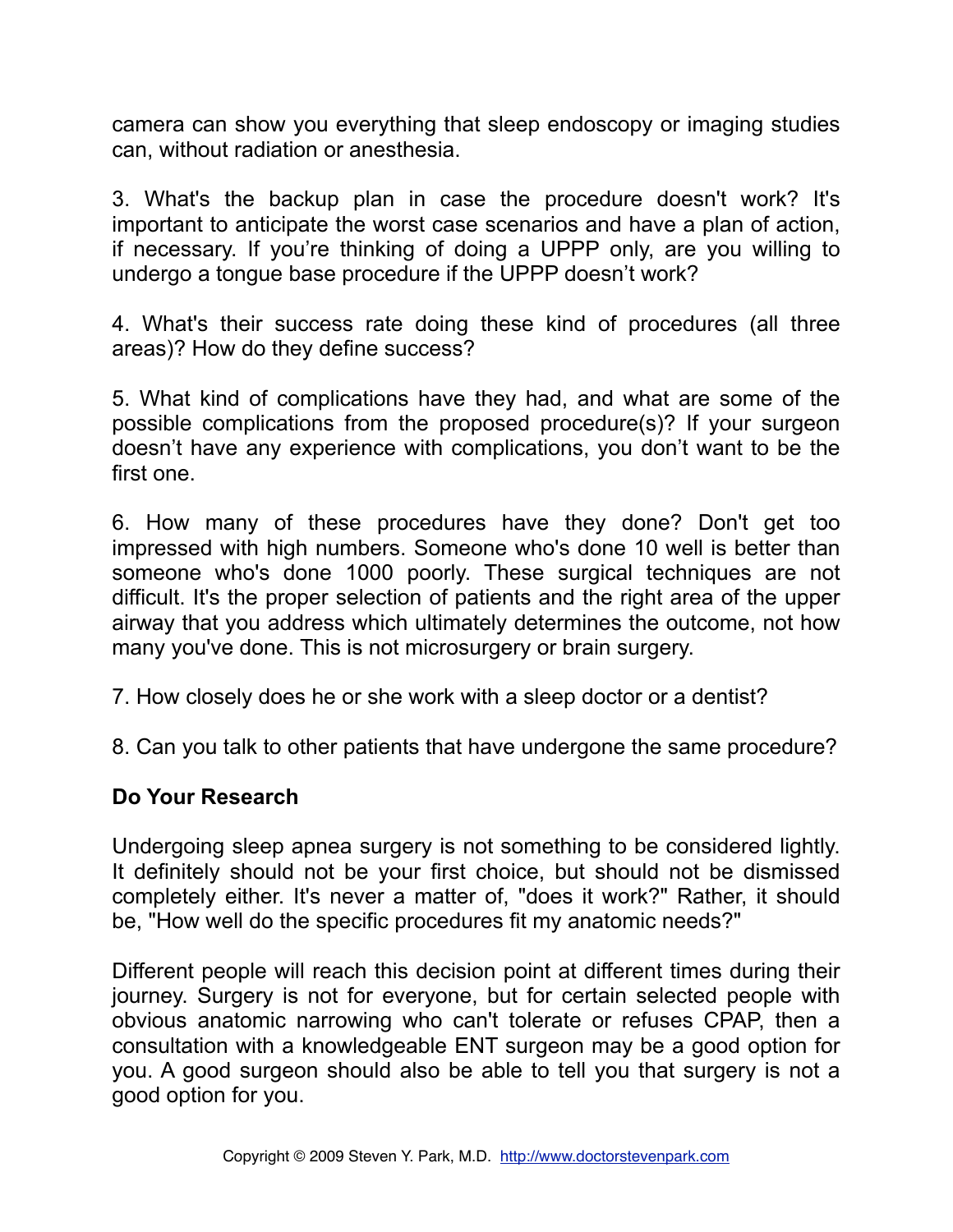camera can show you everything that sleep endoscopy or imaging studies can, without radiation or anesthesia.

3. What's the backup plan in case the procedure doesn't work? It's important to anticipate the worst case scenarios and have a plan of action, if necessary. If you're thinking of doing a UPPP only, are you willing to undergo a tongue base procedure if the UPPP doesn't work?

4. What's their success rate doing these kind of procedures (all three areas)? How do they define success?

5. What kind of complications have they had, and what are some of the possible complications from the proposed procedure(s)? If your surgeon doesn't have any experience with complications, you don't want to be the first one.

6. How many of these procedures have they done? Don't get too impressed with high numbers. Someone who's done 10 well is better than someone who's done 1000 poorly. These surgical techniques are not difficult. It's the proper selection of patients and the right area of the upper airway that you address which ultimately determines the outcome, not how many you've done. This is not microsurgery or brain surgery.

7. How closely does he or she work with a sleep doctor or a dentist?

8. Can you talk to other patients that have undergone the same procedure?

**Do Your Research**

Undergoing sleep apnea surgery is not something to be considered lightly. It definitely should not be your first choice, but should not be dismissed completely either. It's never a matter of, "does it work?" Rather, it should be, "How well do the specific procedures fit my anatomic needs?"

Different people will reach this decision point at different times during their journey. Surgery is not for everyone, but for certain selected people with obvious anatomic narrowing who can't tolerate or refuses CPAP, then a consultation with a knowledgeable ENT surgeon may be a good option for you. A good surgeon should also be able to tell you that surgery is not a good option for you.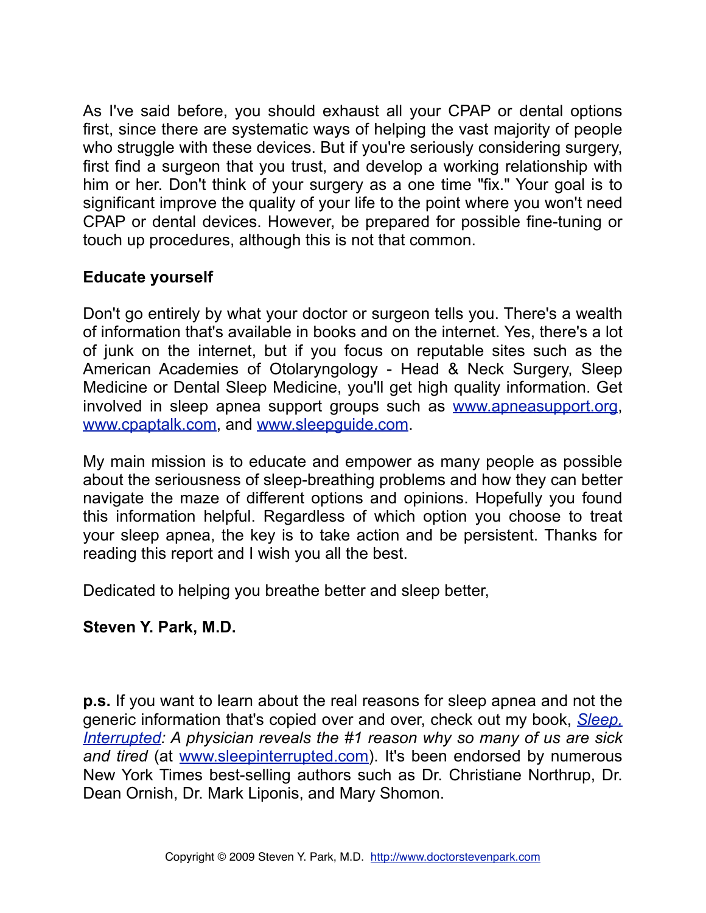As I've said before, you should exhaust all your CPAP or dental options first, since there are systematic ways of helping the vast majority of people who struggle with these devices. But if you're seriously considering surgery, first find a surgeon that you trust, and develop a working relationship with him or her. Don't think of your surgery as a one time "fix." Your goal is to significant improve the quality of your life to the point where you won't need CPAP or dental devices. However, be prepared for possible fine-tuning or touch up procedures, although this is not that common.

**Educate yourself**

Don't go entirely by what your doctor or surgeon tells you. There's a wealth of information that's available in books and on the internet. Yes, there's a lot of junk on the internet, but if you focus on reputable sites such as the American Academies of Otolaryngology - Head & Neck Surgery, Sleep Medicine or Dental Sleep Medicine, you'll get high quality information. Get involved in sleep apnea support groups such as [www.apneasupport.org](http://www.apneasupport.org), [www.cpaptalk.com](http://www.cpaptalk.com), and [www.sleepguide.com](http://www.sleepguide.com).

My main mission is to educate and empower as many people as possible about the seriousness of sleep-breathing problems and how they can better navigate the maze of different options and opinions. Hopefully you found this information helpful. Regardless of which option you choose to treat your sleep apnea, the key is to take action and be persistent. Thanks for reading this report and I wish you all the best.

Dedicated to helping you breathe better and sleep better,

**Steven Y. Park, M.D.**

**p.s.** If you want to learn about the real reasons for sleep apnea and not the generic information that's copied over and over, check out my book, *[Sleep, Interrupted](http://www.sleepinterrupted.com): A physician reveals the #1 reason why so many of us are sick and tired* (at [www.sleepinterrupted.com](http://www.sleepinterrupted.com)). It's been endorsed by numerous New York Times best-selling authors such as Dr. Christiane Northrup, Dr. Dean Ornish, Dr. Mark Liponis, and Mary Shomon.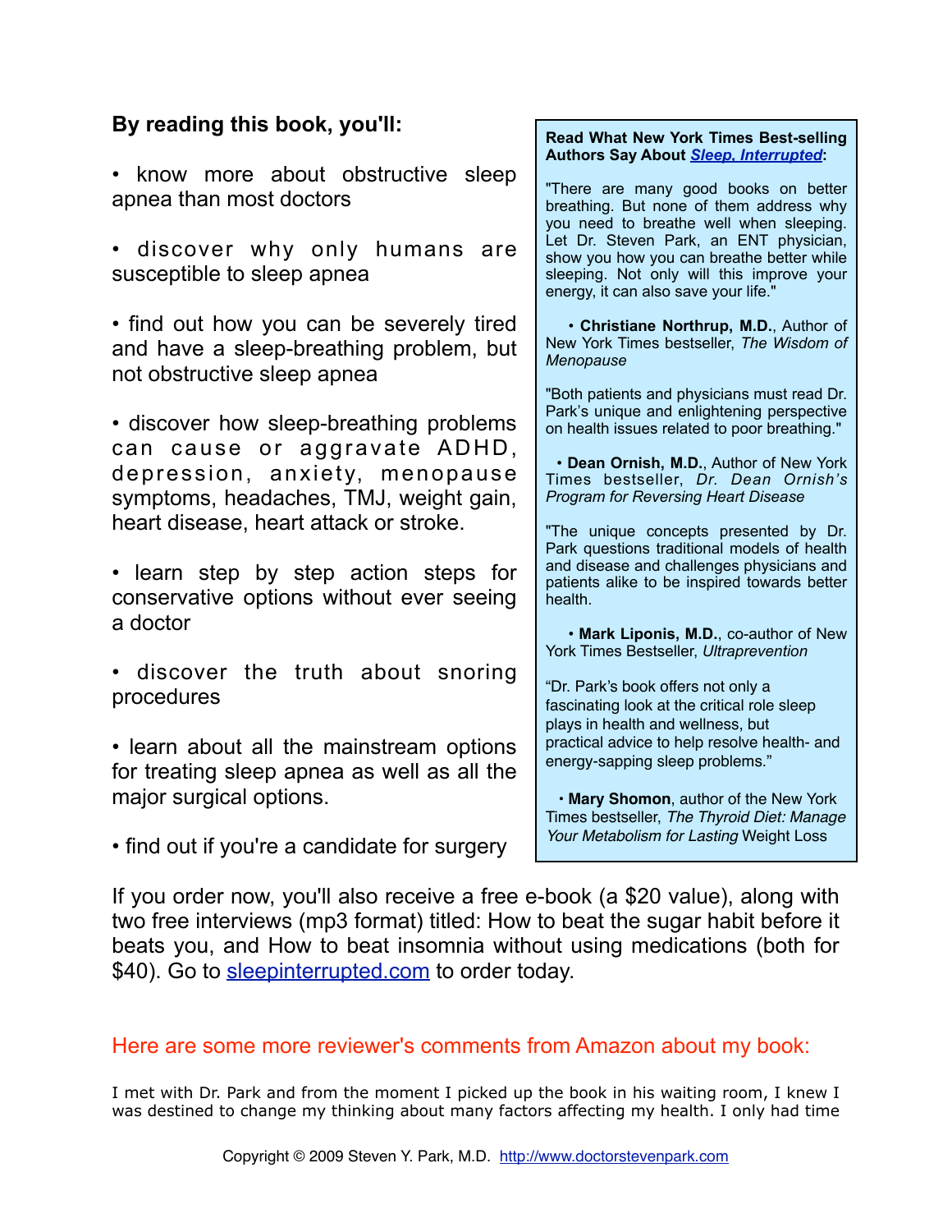**By reading this book, you'll:**

- know more about obstructive sleep apnea than most doctors
- discover why only humans are susceptible to sleep apnea
- find out how you can be severely tired and have a sleep-breathing problem, but not obstructive sleep apnea
- discover how sleep-breathing problems can cause or aggravate ADHD, depression, anxiety, menopause symptoms, headaches, TMJ, weight gain, heart disease, heart attack or stroke.
- learn step by step action steps for conservative options without ever seeing a doctor
- discover the truth about snoring procedures
- learn about all the mainstream options for treating sleep apnea as well as all the major surgical options.
- find out if you're a candidate for surgery

**Read What New York Times Best-selling Authors Say About *Sleep, Interrupted*:**

"There are many good books on better breathing. But none of them address why you need to breathe well when sleeping. Let Dr. Steven Park, an ENT physician, show you how you can breathe better while sleeping. Not only will this improve your energy, it can also save your life."

• **Christiane Northrup, M.D.**, Author of New York Times bestseller, *The Wisdom of Menopause*

"Both patients and physicians must read Dr. Park's unique and enlightening perspective on health issues related to poor breathing."

• **Dean Ornish, M.D.**, Author of New York Times bestseller, *Dr. Dean Ornish's Program for Reversing Heart Disease*

"The unique concepts presented by Dr. Park questions traditional models of health and disease and challenges physicians and patients alike to be inspired towards better health.

• **Mark Liponis, M.D.**, co-author of New York Times Bestseller, *Ultraprevention*

"Dr. Park's book offers not only a fascinating look at the critical role sleep plays in health and wellness, but practical advice to help resolve health- and energy-sapping sleep problems."

• **Mary Shomon**, author of the New York Times bestseller, *The Thyroid Diet: Manage Your Metabolism for Lasting* Weight Loss

If you order now, you'll also receive a free e-book (a $20 value), along with two free interviews (mp3 format) titled: How to beat the sugar habit before it beats you, and How to beat insomnia without using medications (both for $40). Go to sleepinterrupted.com to order today.

## Here are some more reviewer's comments from Amazon about my book:

I met with Dr. Park and from the moment I picked up the book in his waiting room, I knew I was destined to change my thinking about many factors affecting my health. I only had time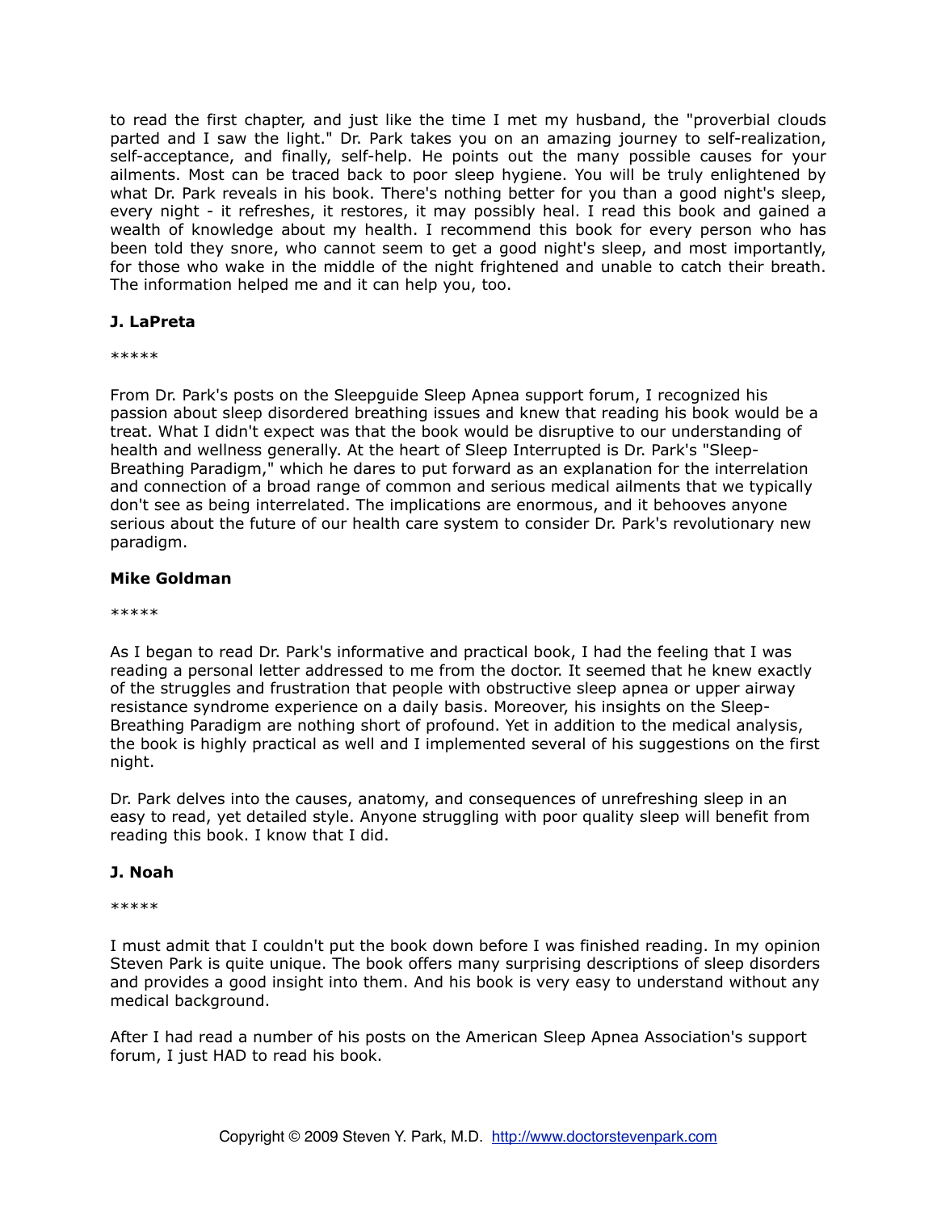to read the first chapter, and just like the time I met my husband, the "proverbial clouds parted and I saw the light." Dr. Park takes you on an amazing journey to self-realization, self-acceptance, and finally, self-help. He points out the many possible causes for your ailments. Most can be traced back to poor sleep hygiene. You will be truly enlightened by what Dr. Park reveals in his book. There's nothing better for you than a good night's sleep, every night - it refreshes, it restores, it may possibly heal. I read this book and gained a wealth of knowledge about my health. I recommend this book for every person who has been told they snore, who cannot seem to get a good night's sleep, and most importantly, for those who wake in the middle of the night frightened and unable to catch their breath. The information helped me and it can help you, too.

**J. LaPreta**

*****

From Dr. Park's posts on the Sleepguide Sleep Apnea support forum, I recognized his passion about sleep disordered breathing issues and knew that reading his book would be a treat. What I didn't expect was that the book would be disruptive to our understanding of health and wellness generally. At the heart of Sleep Interrupted is Dr. Park's "Sleep-Breathing Paradigm," which he dares to put forward as an explanation for the interrelation and connection of a broad range of common and serious medical ailments that we typically don't see as being interrelated. The implications are enormous, and it behooves anyone serious about the future of our health care system to consider Dr. Park's revolutionary new paradigm.

**Mike Goldman**

*****

As I began to read Dr. Park's informative and practical book, I had the feeling that I was reading a personal letter addressed to me from the doctor. It seemed that he knew exactly of the struggles and frustration that people with obstructive sleep apnea or upper airway resistance syndrome experience on a daily basis. Moreover, his insights on the Sleep-Breathing Paradigm are nothing short of profound. Yet in addition to the medical analysis, the book is highly practical as well and I implemented several of his suggestions on the first night.

Dr. Park delves into the causes, anatomy, and consequences of unrefreshing sleep in an easy to read, yet detailed style. Anyone struggling with poor quality sleep will benefit from reading this book. I know that I did.

**J. Noah**

*****

I must admit that I couldn't put the book down before I was finished reading. In my opinion Steven Park is quite unique. The book offers many surprising descriptions of sleep disorders and provides a good insight into them. And his book is very easy to understand without any medical background.

After I had read a number of his posts on the American Sleep Apnea Association's support forum, I just HAD to read his book.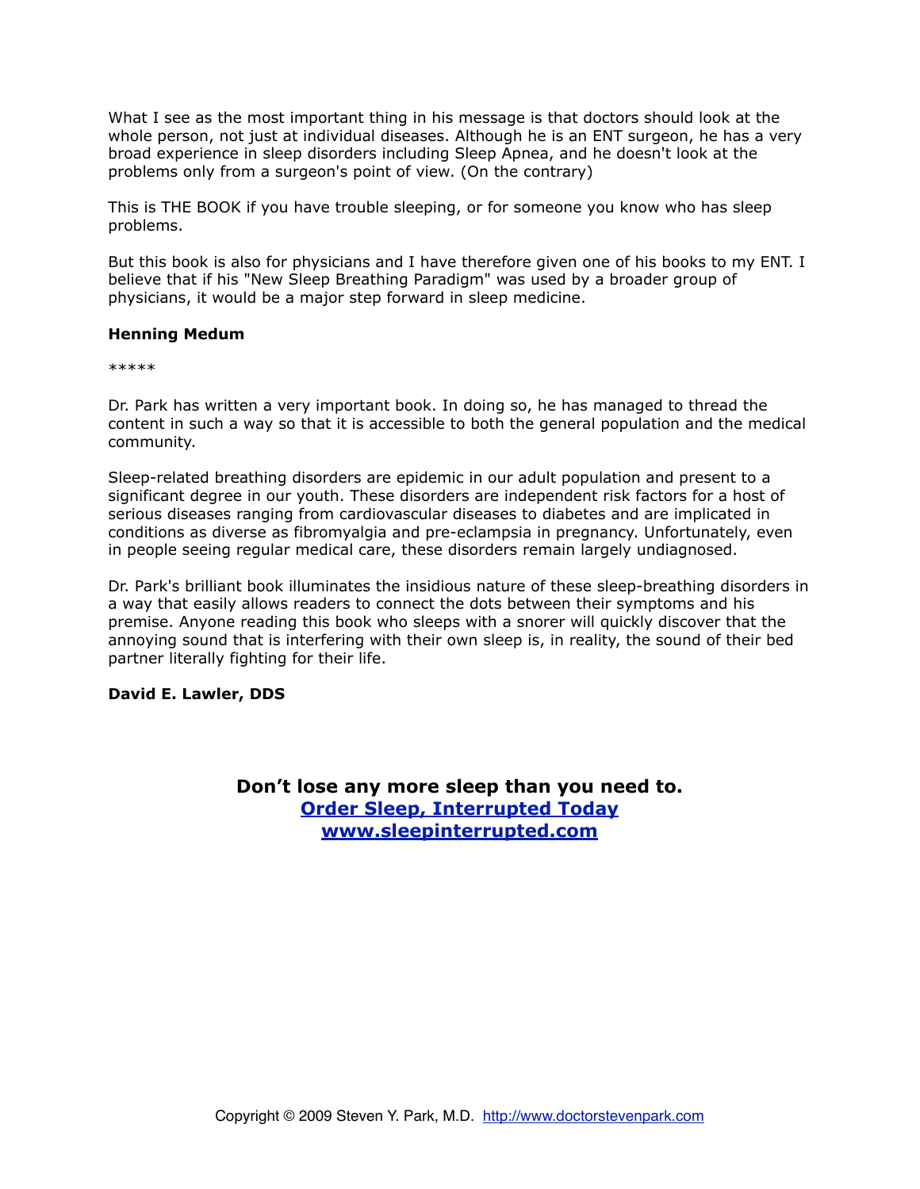What I see as the most important thing in his message is that doctors should look at the whole person, not just at individual diseases. Although he is an ENT surgeon, he has a very broad experience in sleep disorders including Sleep Apnea, and he doesn't look at the problems only from a surgeon's point of view. (On the contrary)

This is THE BOOK if you have trouble sleeping, or for someone you know who has sleep problems.

But this book is also for physicians and I have therefore given one of his books to my ENT. I believe that if his "New Sleep Breathing Paradigm" was used by a broader group of physicians, it would be a major step forward in sleep medicine.

**Henning Medum**

*****

Dr. Park has written a very important book. In doing so, he has managed to thread the content in such a way so that it is accessible to both the general population and the medical community.

Sleep-related breathing disorders are epidemic in our adult population and present to a significant degree in our youth. These disorders are independent risk factors for a host of serious diseases ranging from cardiovascular diseases to diabetes and are implicated in conditions as diverse as fibromyalgia and pre-eclampsia in pregnancy. Unfortunately, even in people seeing regular medical care, these disorders remain largely undiagnosed.

Dr. Park's brilliant book illuminates the insidious nature of these sleep-breathing disorders in a way that easily allows readers to connect the dots between their symptoms and his premise. Anyone reading this book who sleeps with a snorer will quickly discover that the annoying sound that is interfering with their own sleep is, in reality, the sound of their bed partner literally fighting for their life.

**David E. Lawler, DDS**

**Don't lose any more sleep than you need to.**
**[Order Sleep, Interrupted Today](www.sleepinterrupted.com)**
**[www.sleepinterrupted.com](www.sleepinterrupted.com)**

Copyright © 2009 Steven Y. Park, M.D. http://www.doctorstevenpark.com